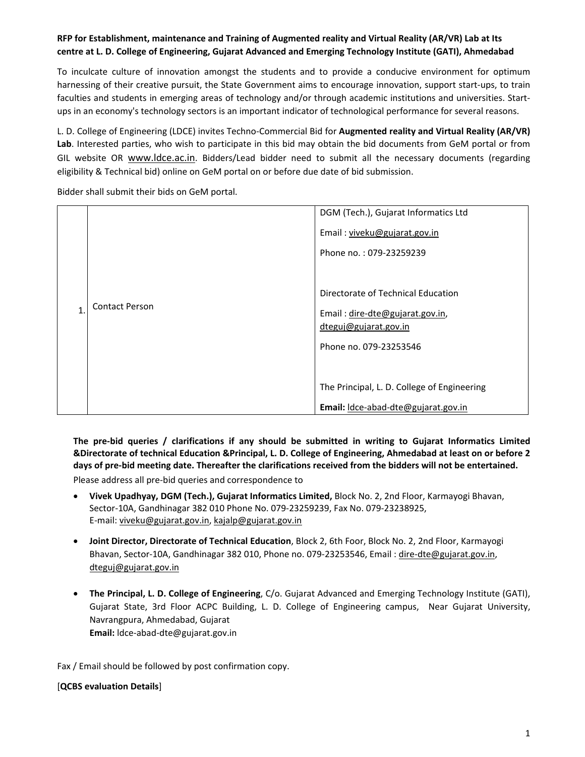**RFP for Establishment, maintenance and Training of Augmented reality and Virtual Reality (AR/VR) Lab at Its centre at L. D. College of Engineering, Gujarat Advanced and Emerging Technology Institute (GATI), Ahmedabad**

To inculcate culture of innovation amongst the students and to provide a conducive environment for optimum harnessing of their creative pursuit, the State Government aims to encourage innovation, support start-ups, to train faculties and students in emerging areas of technology and/or through academic institutions and universities. Start-ups in an economy's technology sectors is an important indicator of technological performance for several reasons.

L. D. College of Engineering (LDCE) invites Techno-Commercial Bid for **Augmented reality and Virtual Reality (AR/VR) Lab**. Interested parties, who wish to participate in this bid may obtain the bid documents from GeM portal or from GIL website OR www.ldce.ac.in. Bidders/Lead bidder need to submit all the necessary documents (regarding eligibility & Technical bid) online on GeM portal on or before due date of bid submission.

Bidder shall submit their bids on GeM portal.

| | | |
|---|---|---|
| 1. | Contact Person | DGM (Tech.), Gujarat Informatics Ltd<br>Email : viveku@gujarat.gov.in<br>Phone no. : 079-23259239<br><br>Directorate of Technical Education<br>Email : dire-dte@gujarat.gov.in, dteguj@gujarat.gov.in<br>Phone no. 079-23253546<br><br>The Principal, L. D. College of Engineering<br>**Email:** ldce-abad-dte@gujarat.gov.in |

**The pre-bid queries / clarifications if any should be submitted in writing to Gujarat Informatics Limited &Directorate of technical Education &Principal, L. D. College of Engineering, Ahmedabad at least on or before 2 days of pre-bid meeting date. Thereafter the clarifications received from the bidders will not be entertained.**

Please address all pre-bid queries and correspondence to

- **Vivek Upadhyay, DGM (Tech.), Gujarat Informatics Limited,** Block No. 2, 2nd Floor, Karmayogi Bhavan, Sector-10A, Gandhinagar 382 010 Phone No. 079-23259239, Fax No. 079-23238925, E-mail: viveku@gujarat.gov.in, kajalp@gujarat.gov.in
- **Joint Director, Directorate of Technical Education**, Block 2, 6th Foor, Block No. 2, 2nd Floor, Karmayogi Bhavan, Sector-10A, Gandhinagar 382 010, Phone no. 079-23253546, Email : dire-dte@gujarat.gov.in, dteguj@gujarat.gov.in
- **The Principal, L. D. College of Engineering**, C/o. Gujarat Advanced and Emerging Technology Institute (GATI), Gujarat State, 3rd Floor ACPC Building, L. D. College of Engineering campus, Near Gujarat University, Navrangpura, Ahmedabad, Gujarat
  **Email:** ldce-abad-dte@gujarat.gov.in

Fax / Email should be followed by post confirmation copy.

[**QCBS evaluation Details**]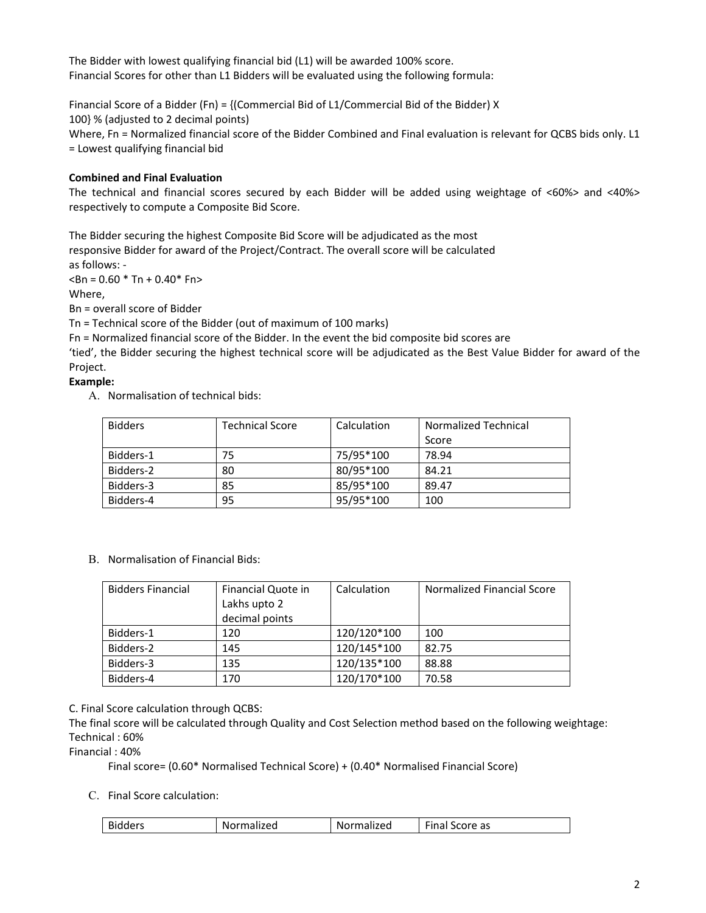The Bidder with lowest qualifying financial bid (L1) will be awarded 100% score.
Financial Scores for other than L1 Bidders will be evaluated using the following formula:

Financial Score of a Bidder (Fn) = {(Commercial Bid of L1/Commercial Bid of the Bidder) X 100} % (adjusted to 2 decimal points)
Where, Fn = Normalized financial score of the Bidder Combined and Final evaluation is relevant for QCBS bids only. L1 = Lowest qualifying financial bid

**Combined and Final Evaluation**

The technical and financial scores secured by each Bidder will be added using weightage of <60%> and <40%> respectively to compute a Composite Bid Score.

The Bidder securing the highest Composite Bid Score will be adjudicated as the most responsive Bidder for award of the Project/Contract. The overall score will be calculated as follows: -

<Bn = 0.60 * Tn + 0.40* Fn>

Where,

Bn = overall score of Bidder

Tn = Technical score of the Bidder (out of maximum of 100 marks)

Fn = Normalized financial score of the Bidder. In the event the bid composite bid scores are 'tied', the Bidder securing the highest technical score will be adjudicated as the Best Value Bidder for award of the Project.

**Example:**

A. Normalisation of technical bids:

| Bidders | Technical Score | Calculation | Normalized Technical Score |
|---|---|---|---|
| Bidders-1 | 75 | 75/95*100 | 78.94 |
| Bidders-2 | 80 | 80/95*100 | 84.21 |
| Bidders-3 | 85 | 85/95*100 | 89.47 |
| Bidders-4 | 95 | 95/95*100 | 100 |

B. Normalisation of Financial Bids:

| Bidders Financial | Financial Quote in Lakhs upto 2 decimal points | Calculation | Normalized Financial Score |
|---|---|---|---|
| Bidders-1 | 120 | 120/120*100 | 100 |
| Bidders-2 | 145 | 120/145*100 | 82.75 |
| Bidders-3 | 135 | 120/135*100 | 88.88 |
| Bidders-4 | 170 | 120/170*100 | 70.58 |

C. Final Score calculation through QCBS:

The final score will be calculated through Quality and Cost Selection method based on the following weightage:

Technical : 60%

Financial : 40%

Final score= (0.60* Normalised Technical Score) + (0.40* Normalised Financial Score)

C. Final Score calculation:

| Bidders | Normalized | Normalized | Final Score as |
|---|---|---|---|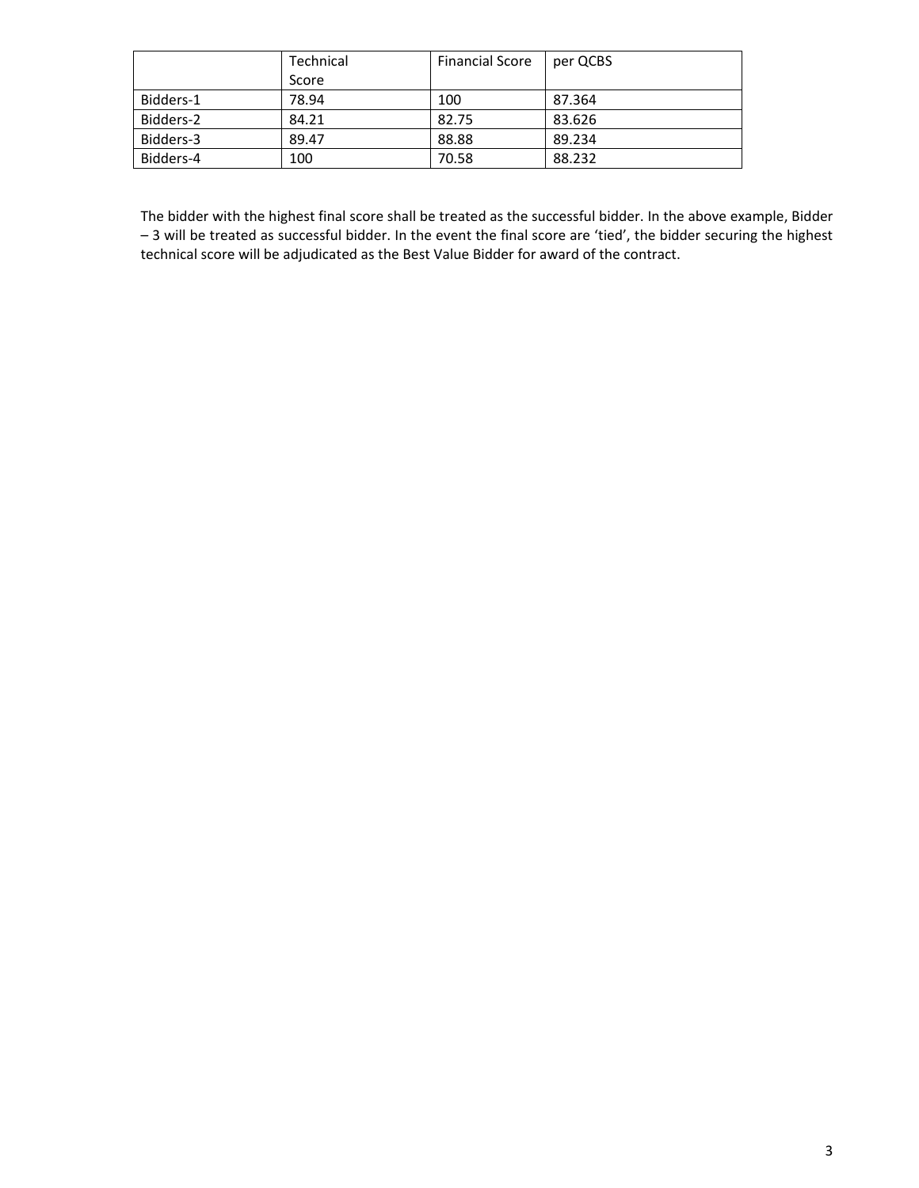| | Technical Score | Financial Score | per QCBS |
|---|---|---|---|
| Bidders-1 | 78.94 | 100 | 87.364 |
| Bidders-2 | 84.21 | 82.75 | 83.626 |
| Bidders-3 | 89.47 | 88.88 | 89.234 |
| Bidders-4 | 100 | 70.58 | 88.232 |

The bidder with the highest final score shall be treated as the successful bidder. In the above example, Bidder – 3 will be treated as successful bidder. In the event the final score are 'tied', the bidder securing the highest technical score will be adjudicated as the Best Value Bidder for award of the contract.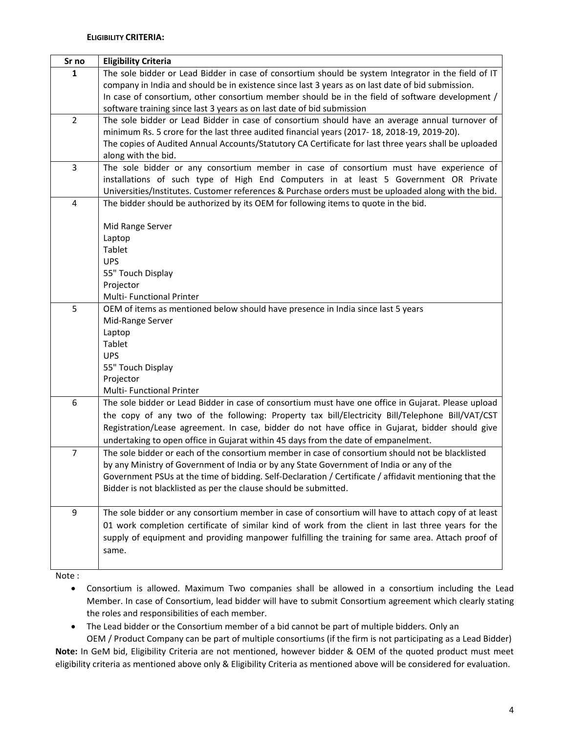**ELIGIBILITY CRITERIA:**

| Sr no | Eligibility Criteria |
|---|---|
| 1 | The sole bidder or Lead Bidder in case of consortium should be system Integrator in the field of IT company in India and should be in existence since last 3 years as on last date of bid submission.<br>In case of consortium, other consortium member should be in the field of software development / software training since last 3 years as on last date of bid submission |
| 2 | The sole bidder or Lead Bidder in case of consortium should have an average annual turnover of minimum Rs. 5 crore for the last three audited financial years (2017- 18, 2018-19, 2019-20).<br>The copies of Audited Annual Accounts/Statutory CA Certificate for last three years shall be uploaded along with the bid. |
| 3 | The sole bidder or any consortium member in case of consortium must have experience of installations of such type of High End Computers in at least 5 Government OR Private Universities/Institutes. Customer references & Purchase orders must be uploaded along with the bid. |
| 4 | The bidder should be authorized by its OEM for following items to quote in the bid.<br><br>Mid Range Server<br>Laptop<br>Tablet<br>UPS<br>55" Touch Display<br>Projector<br>Multi- Functional Printer |
| 5 | OEM of items as mentioned below should have presence in India since last 5 years<br>Mid-Range Server<br>Laptop<br>Tablet<br>UPS<br>55" Touch Display<br>Projector<br>Multi- Functional Printer |
| 6 | The sole bidder or Lead Bidder in case of consortium must have one office in Gujarat. Please upload the copy of any two of the following: Property tax bill/Electricity Bill/Telephone Bill/VAT/CST Registration/Lease agreement. In case, bidder do not have office in Gujarat, bidder should give undertaking to open office in Gujarat within 45 days from the date of empanelment. |
| 7 | The sole bidder or each of the consortium member in case of consortium should not be blacklisted by any Ministry of Government of India or by any State Government of India or any of the Government PSUs at the time of bidding. Self-Declaration / Certificate / affidavit mentioning that the Bidder is not blacklisted as per the clause should be submitted. |
| 9 | The sole bidder or any consortium member in case of consortium will have to attach copy of at least 01 work completion certificate of similar kind of work from the client in last three years for the supply of equipment and providing manpower fulfilling the training for same area. Attach proof of same. |

Note :

- Consortium is allowed. Maximum Two companies shall be allowed in a consortium including the Lead Member. In case of Consortium, lead bidder will have to submit Consortium agreement which clearly stating the roles and responsibilities of each member.
- The Lead bidder or the Consortium member of a bid cannot be part of multiple bidders. Only an OEM / Product Company can be part of multiple consortiums (if the firm is not participating as a Lead Bidder)

**Note:** In GeM bid, Eligibility Criteria are not mentioned, however bidder & OEM of the quoted product must meet eligibility criteria as mentioned above only & Eligibility Criteria as mentioned above will be considered for evaluation.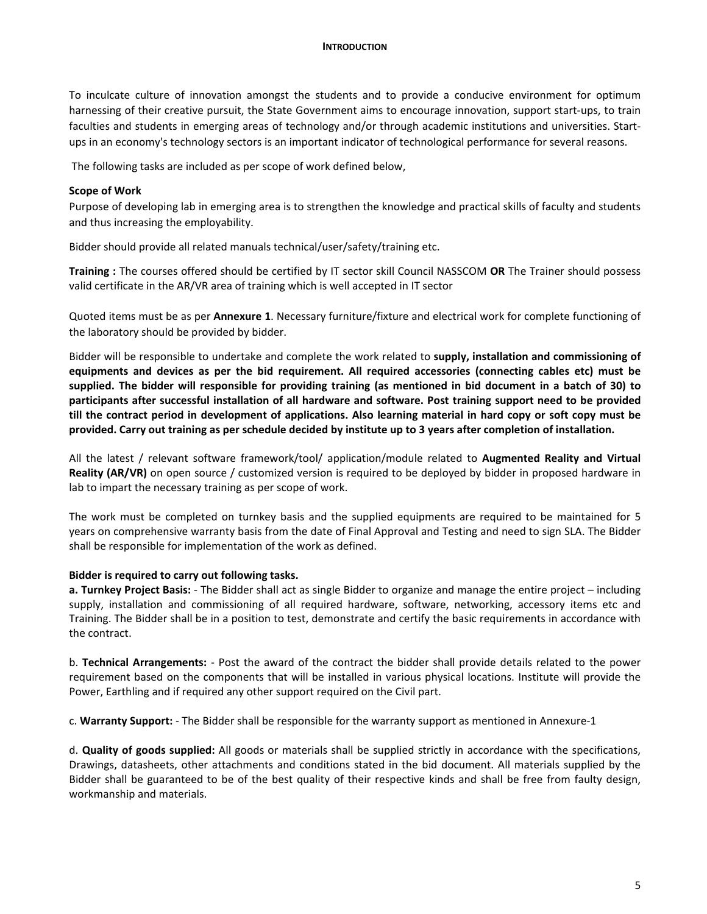## INTRODUCTION

To inculcate culture of innovation amongst the students and to provide a conducive environment for optimum harnessing of their creative pursuit, the State Government aims to encourage innovation, support start-ups, to train faculties and students in emerging areas of technology and/or through academic institutions and universities. Start-ups in an economy's technology sectors is an important indicator of technological performance for several reasons.

The following tasks are included as per scope of work defined below,

**Scope of Work**

Purpose of developing lab in emerging area is to strengthen the knowledge and practical skills of faculty and students and thus increasing the employability.

Bidder should provide all related manuals technical/user/safety/training etc.

**Training :** The courses offered should be certified by IT sector skill Council NASSCOM **OR** The Trainer should possess valid certificate in the AR/VR area of training which is well accepted in IT sector

Quoted items must be as per **Annexure 1**. Necessary furniture/fixture and electrical work for complete functioning of the laboratory should be provided by bidder.

Bidder will be responsible to undertake and complete the work related to **supply, installation and commissioning of equipments and devices as per the bid requirement. All required accessories (connecting cables etc) must be supplied. The bidder will responsible for providing training (as mentioned in bid document in a batch of 30) to participants after successful installation of all hardware and software. Post training support need to be provided till the contract period in development of applications. Also learning material in hard copy or soft copy must be provided. Carry out training as per schedule decided by institute up to 3 years after completion of installation.**

All the latest / relevant software framework/tool/ application/module related to **Augmented Reality and Virtual Reality (AR/VR)** on open source / customized version is required to be deployed by bidder in proposed hardware in lab to impart the necessary training as per scope of work.

The work must be completed on turnkey basis and the supplied equipments are required to be maintained for 5 years on comprehensive warranty basis from the date of Final Approval and Testing and need to sign SLA. The Bidder shall be responsible for implementation of the work as defined.

**Bidder is required to carry out following tasks.**

**a. Turnkey Project Basis:** - The Bidder shall act as single Bidder to organize and manage the entire project – including supply, installation and commissioning of all required hardware, software, networking, accessory items etc and Training. The Bidder shall be in a position to test, demonstrate and certify the basic requirements in accordance with the contract.

b. **Technical Arrangements:** - Post the award of the contract the bidder shall provide details related to the power requirement based on the components that will be installed in various physical locations. Institute will provide the Power, Earthling and if required any other support required on the Civil part.

c. **Warranty Support:** - The Bidder shall be responsible for the warranty support as mentioned in Annexure-1

d. **Quality of goods supplied:** All goods or materials shall be supplied strictly in accordance with the specifications, Drawings, datasheets, other attachments and conditions stated in the bid document. All materials supplied by the Bidder shall be guaranteed to be of the best quality of their respective kinds and shall be free from faulty design, workmanship and materials.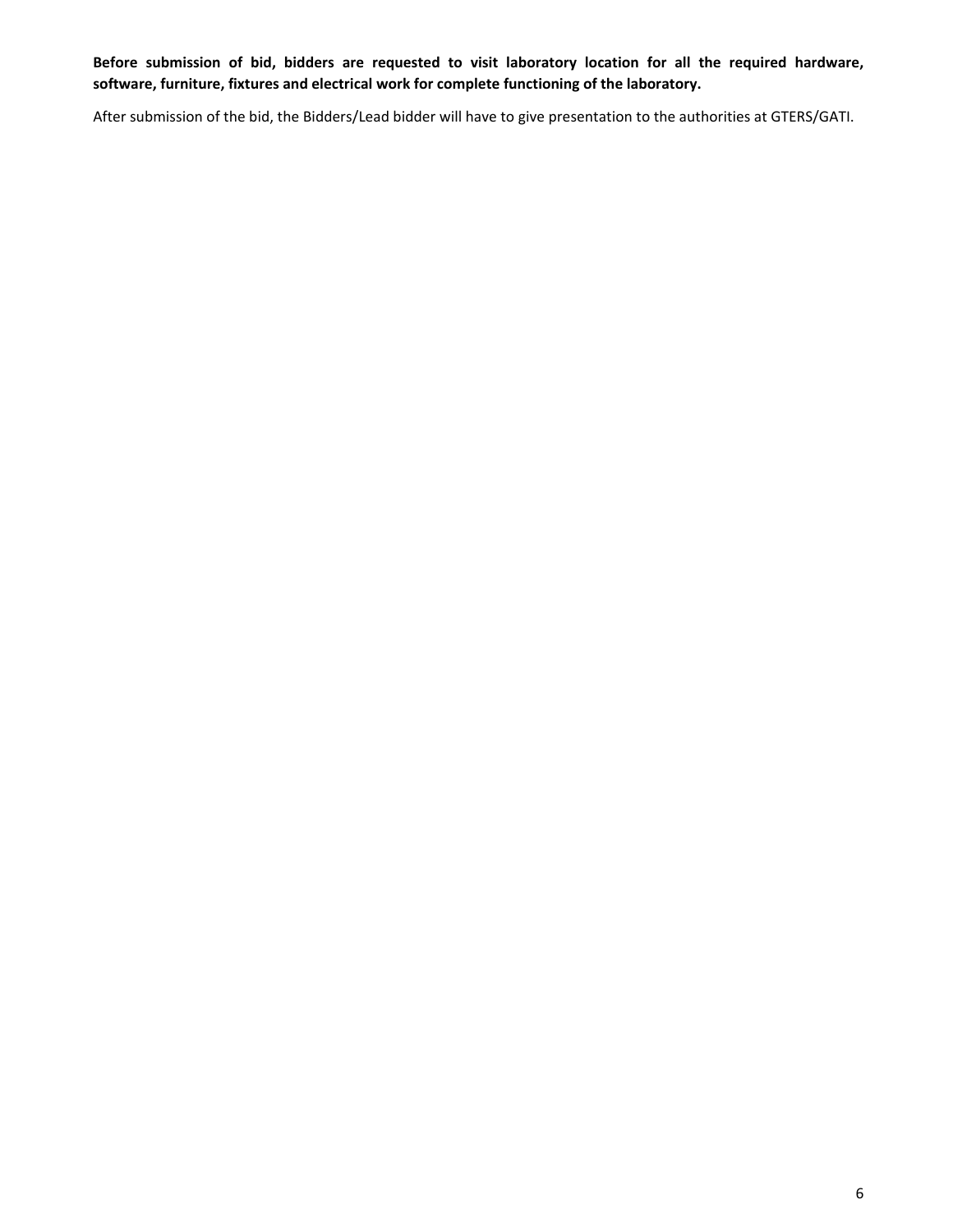**Before submission of bid, bidders are requested to visit laboratory location for all the required hardware, software, furniture, fixtures and electrical work for complete functioning of the laboratory.**

After submission of the bid, the Bidders/Lead bidder will have to give presentation to the authorities at GTERS/GATI.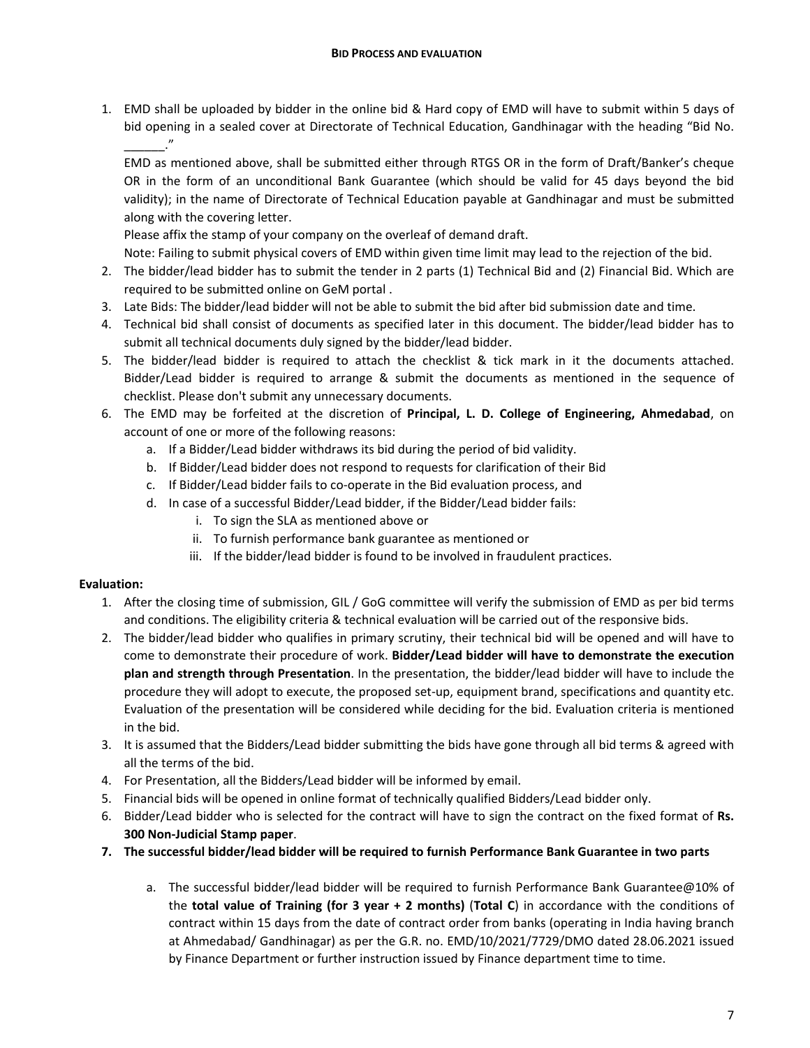## BID PROCESS AND EVALUATION

1. EMD shall be uploaded by bidder in the online bid & Hard copy of EMD will have to submit within 5 days of bid opening in a sealed cover at Directorate of Technical Education, Gandhinagar with the heading "Bid No. ______."

   EMD as mentioned above, shall be submitted either through RTGS OR in the form of Draft/Banker's cheque OR in the form of an unconditional Bank Guarantee (which should be valid for 45 days beyond the bid validity); in the name of Directorate of Technical Education payable at Gandhinagar and must be submitted along with the covering letter.

   Please affix the stamp of your company on the overleaf of demand draft.

   Note: Failing to submit physical covers of EMD within given time limit may lead to the rejection of the bid.
2. The bidder/lead bidder has to submit the tender in 2 parts (1) Technical Bid and (2) Financial Bid. Which are required to be submitted online on GeM portal .
3. Late Bids: The bidder/lead bidder will not be able to submit the bid after bid submission date and time.
4. Technical bid shall consist of documents as specified later in this document. The bidder/lead bidder has to submit all technical documents duly signed by the bidder/lead bidder.
5. The bidder/lead bidder is required to attach the checklist & tick mark in it the documents attached. Bidder/Lead bidder is required to arrange & submit the documents as mentioned in the sequence of checklist. Please don't submit any unnecessary documents.
6. The EMD may be forfeited at the discretion of **Principal, L. D. College of Engineering, Ahmedabad**, on account of one or more of the following reasons:
   a. If a Bidder/Lead bidder withdraws its bid during the period of bid validity.
   b. If Bidder/Lead bidder does not respond to requests for clarification of their Bid
   c. If Bidder/Lead bidder fails to co-operate in the Bid evaluation process, and
   d. In case of a successful Bidder/Lead bidder, if the Bidder/Lead bidder fails:
      i. To sign the SLA as mentioned above or
      ii. To furnish performance bank guarantee as mentioned or
      iii. If the bidder/lead bidder is found to be involved in fraudulent practices.

**Evaluation:**

1. After the closing time of submission, GIL / GoG committee will verify the submission of EMD as per bid terms and conditions. The eligibility criteria & technical evaluation will be carried out of the responsive bids.
2. The bidder/lead bidder who qualifies in primary scrutiny, their technical bid will be opened and will have to come to demonstrate their procedure of work. **Bidder/Lead bidder will have to demonstrate the execution plan and strength through Presentation**. In the presentation, the bidder/lead bidder will have to include the procedure they will adopt to execute, the proposed set-up, equipment brand, specifications and quantity etc. Evaluation of the presentation will be considered while deciding for the bid. Evaluation criteria is mentioned in the bid.
3. It is assumed that the Bidders/Lead bidder submitting the bids have gone through all bid terms & agreed with all the terms of the bid.
4. For Presentation, all the Bidders/Lead bidder will be informed by email.
5. Financial bids will be opened in online format of technically qualified Bidders/Lead bidder only.
6. Bidder/Lead bidder who is selected for the contract will have to sign the contract on the fixed format of **Rs. 300 Non-Judicial Stamp paper**.
7. **The successful bidder/lead bidder will be required to furnish Performance Bank Guarantee in two parts**
   a. The successful bidder/lead bidder will be required to furnish Performance Bank Guarantee@10% of the **total value of Training (for 3 year + 2 months)** (**Total C**) in accordance with the conditions of contract within 15 days from the date of contract order from banks (operating in India having branch at Ahmedabad/ Gandhinagar) as per the G.R. no. EMD/10/2021/7729/DMO dated 28.06.2021 issued by Finance Department or further instruction issued by Finance department time to time.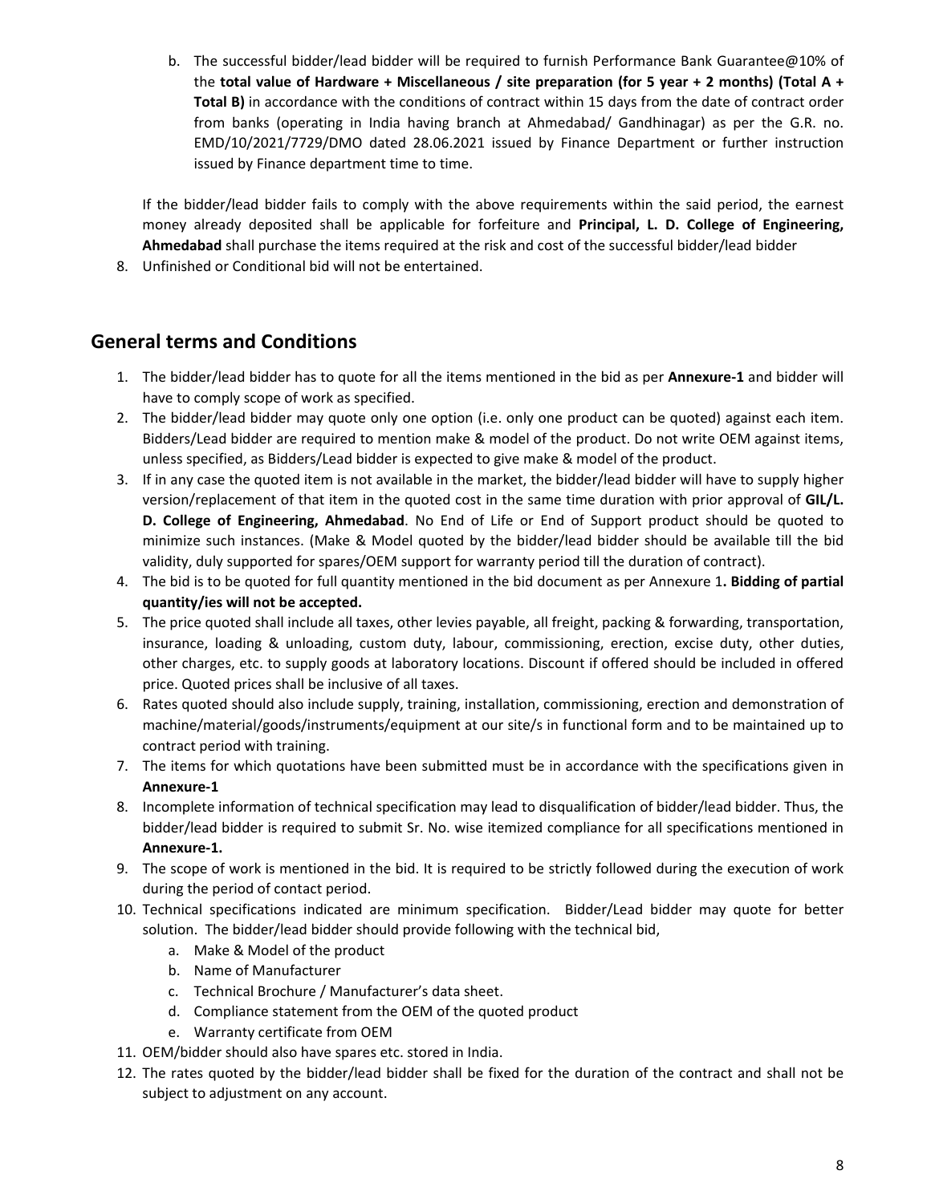b. The successful bidder/lead bidder will be required to furnish Performance Bank Guarantee@10% of the **total value of Hardware + Miscellaneous / site preparation (for 5 year + 2 months) (Total A + Total B)** in accordance with the conditions of contract within 15 days from the date of contract order from banks (operating in India having branch at Ahmedabad/ Gandhinagar) as per the G.R. no. EMD/10/2021/7729/DMO dated 28.06.2021 issued by Finance Department or further instruction issued by Finance department time to time.

If the bidder/lead bidder fails to comply with the above requirements within the said period, the earnest money already deposited shall be applicable for forfeiture and **Principal, L. D. College of Engineering, Ahmedabad** shall purchase the items required at the risk and cost of the successful bidder/lead bidder

8. Unfinished or Conditional bid will not be entertained.

## General terms and Conditions

1. The bidder/lead bidder has to quote for all the items mentioned in the bid as per **Annexure-1** and bidder will have to comply scope of work as specified.
2. The bidder/lead bidder may quote only one option (i.e. only one product can be quoted) against each item. Bidders/Lead bidder are required to mention make & model of the product. Do not write OEM against items, unless specified, as Bidders/Lead bidder is expected to give make & model of the product.
3. If in any case the quoted item is not available in the market, the bidder/lead bidder will have to supply higher version/replacement of that item in the quoted cost in the same time duration with prior approval of **GIL/L. D. College of Engineering, Ahmedabad**. No End of Life or End of Support product should be quoted to minimize such instances. (Make & Model quoted by the bidder/lead bidder should be available till the bid validity, duly supported for spares/OEM support for warranty period till the duration of contract).
4. The bid is to be quoted for full quantity mentioned in the bid document as per Annexure 1**. Bidding of partial quantity/ies will not be accepted.**
5. The price quoted shall include all taxes, other levies payable, all freight, packing & forwarding, transportation, insurance, loading & unloading, custom duty, labour, commissioning, erection, excise duty, other duties, other charges, etc. to supply goods at laboratory locations. Discount if offered should be included in offered price. Quoted prices shall be inclusive of all taxes.
6. Rates quoted should also include supply, training, installation, commissioning, erection and demonstration of machine/material/goods/instruments/equipment at our site/s in functional form and to be maintained up to contract period with training.
7. The items for which quotations have been submitted must be in accordance with the specifications given in **Annexure-1**
8. Incomplete information of technical specification may lead to disqualification of bidder/lead bidder. Thus, the bidder/lead bidder is required to submit Sr. No. wise itemized compliance for all specifications mentioned in **Annexure-1.**
9. The scope of work is mentioned in the bid. It is required to be strictly followed during the execution of work during the period of contact period.
10. Technical specifications indicated are minimum specification. Bidder/Lead bidder may quote for better solution. The bidder/lead bidder should provide following with the technical bid,
    a. Make & Model of the product
    b. Name of Manufacturer
    c. Technical Brochure / Manufacturer's data sheet.
    d. Compliance statement from the OEM of the quoted product
    e. Warranty certificate from OEM
11. OEM/bidder should also have spares etc. stored in India.
12. The rates quoted by the bidder/lead bidder shall be fixed for the duration of the contract and shall not be subject to adjustment on any account.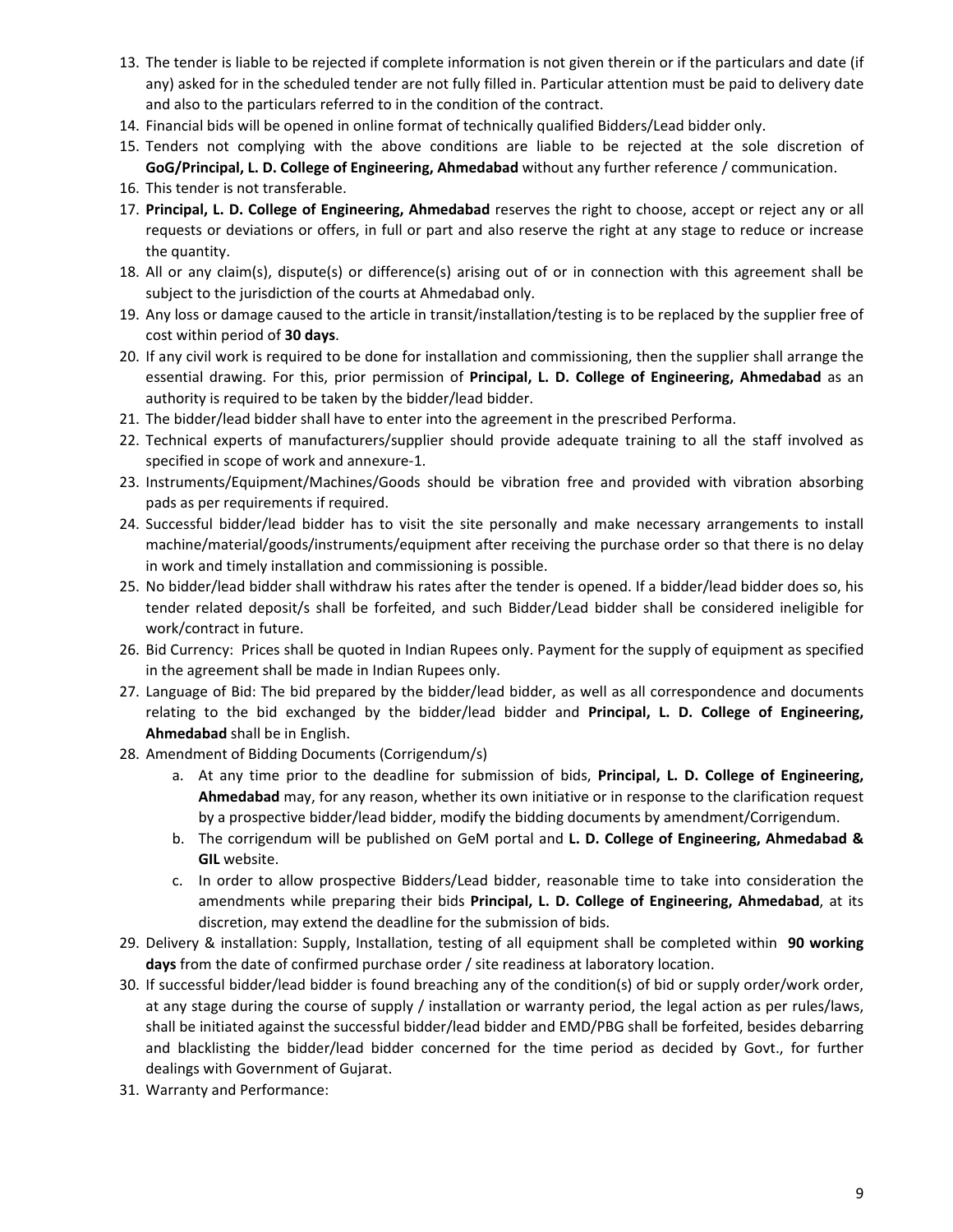13. The tender is liable to be rejected if complete information is not given therein or if the particulars and date (if any) asked for in the scheduled tender are not fully filled in. Particular attention must be paid to delivery date and also to the particulars referred to in the condition of the contract.
14. Financial bids will be opened in online format of technically qualified Bidders/Lead bidder only.
15. Tenders not complying with the above conditions are liable to be rejected at the sole discretion of **GoG/Principal, L. D. College of Engineering, Ahmedabad** without any further reference / communication.
16. This tender is not transferable.
17. **Principal, L. D. College of Engineering, Ahmedabad** reserves the right to choose, accept or reject any or all requests or deviations or offers, in full or part and also reserve the right at any stage to reduce or increase the quantity.
18. All or any claim(s), dispute(s) or difference(s) arising out of or in connection with this agreement shall be subject to the jurisdiction of the courts at Ahmedabad only.
19. Any loss or damage caused to the article in transit/installation/testing is to be replaced by the supplier free of cost within period of **30 days**.
20. If any civil work is required to be done for installation and commissioning, then the supplier shall arrange the essential drawing. For this, prior permission of **Principal, L. D. College of Engineering, Ahmedabad** as an authority is required to be taken by the bidder/lead bidder.
21. The bidder/lead bidder shall have to enter into the agreement in the prescribed Performa.
22. Technical experts of manufacturers/supplier should provide adequate training to all the staff involved as specified in scope of work and annexure-1.
23. Instruments/Equipment/Machines/Goods should be vibration free and provided with vibration absorbing pads as per requirements if required.
24. Successful bidder/lead bidder has to visit the site personally and make necessary arrangements to install machine/material/goods/instruments/equipment after receiving the purchase order so that there is no delay in work and timely installation and commissioning is possible.
25. No bidder/lead bidder shall withdraw his rates after the tender is opened. If a bidder/lead bidder does so, his tender related deposit/s shall be forfeited, and such Bidder/Lead bidder shall be considered ineligible for work/contract in future.
26. Bid Currency: Prices shall be quoted in Indian Rupees only. Payment for the supply of equipment as specified in the agreement shall be made in Indian Rupees only.
27. Language of Bid: The bid prepared by the bidder/lead bidder, as well as all correspondence and documents relating to the bid exchanged by the bidder/lead bidder and **Principal, L. D. College of Engineering, Ahmedabad** shall be in English.
28. Amendment of Bidding Documents (Corrigendum/s)
    a. At any time prior to the deadline for submission of bids, **Principal, L. D. College of Engineering, Ahmedabad** may, for any reason, whether its own initiative or in response to the clarification request by a prospective bidder/lead bidder, modify the bidding documents by amendment/Corrigendum.
    b. The corrigendum will be published on GeM portal and **L. D. College of Engineering, Ahmedabad & GIL** website.
    c. In order to allow prospective Bidders/Lead bidder, reasonable time to take into consideration the amendments while preparing their bids **Principal, L. D. College of Engineering, Ahmedabad**, at its discretion, may extend the deadline for the submission of bids.
29. Delivery & installation: Supply, Installation, testing of all equipment shall be completed within **90 working days** from the date of confirmed purchase order / site readiness at laboratory location.
30. If successful bidder/lead bidder is found breaching any of the condition(s) of bid or supply order/work order, at any stage during the course of supply / installation or warranty period, the legal action as per rules/laws, shall be initiated against the successful bidder/lead bidder and EMD/PBG shall be forfeited, besides debarring and blacklisting the bidder/lead bidder concerned for the time period as decided by Govt., for further dealings with Government of Gujarat.
31. Warranty and Performance: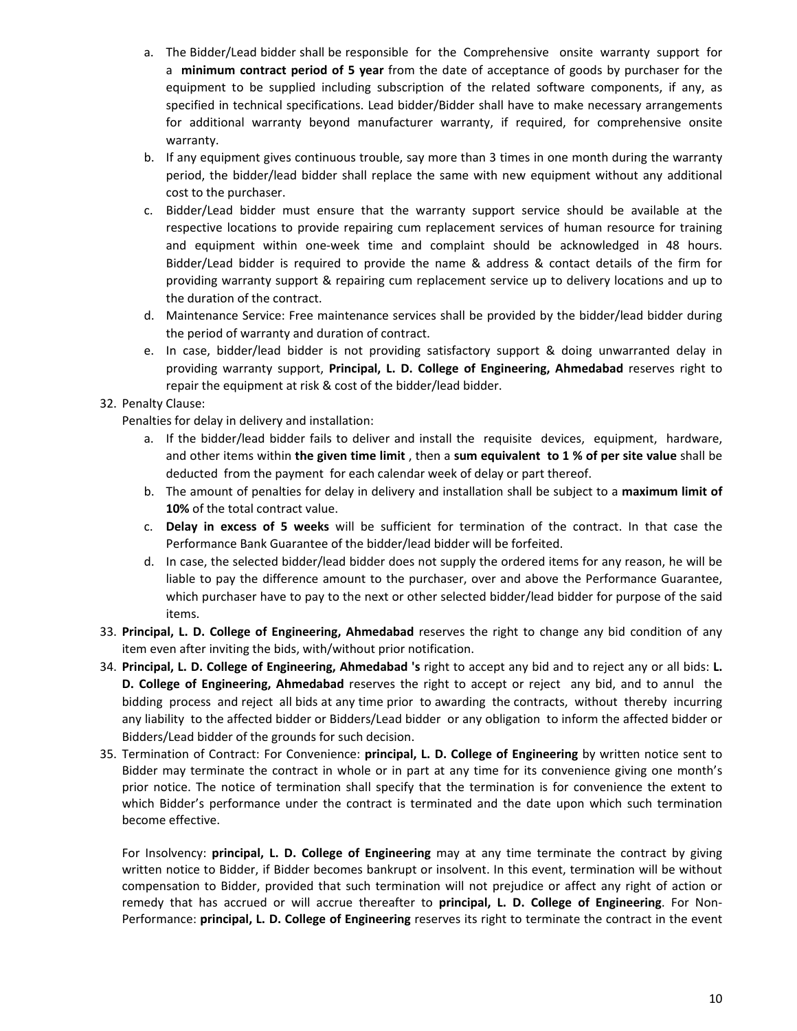a. The Bidder/Lead bidder shall be responsible for the Comprehensive onsite warranty support for a **minimum contract period of 5 year** from the date of acceptance of goods by purchaser for the equipment to be supplied including subscription of the related software components, if any, as specified in technical specifications. Lead bidder/Bidder shall have to make necessary arrangements for additional warranty beyond manufacturer warranty, if required, for comprehensive onsite warranty.
b. If any equipment gives continuous trouble, say more than 3 times in one month during the warranty period, the bidder/lead bidder shall replace the same with new equipment without any additional cost to the purchaser.
c. Bidder/Lead bidder must ensure that the warranty support service should be available at the respective locations to provide repairing cum replacement services of human resource for training and equipment within one-week time and complaint should be acknowledged in 48 hours. Bidder/Lead bidder is required to provide the name & address & contact details of the firm for providing warranty support & repairing cum replacement service up to delivery locations and up to the duration of the contract.
d. Maintenance Service: Free maintenance services shall be provided by the bidder/lead bidder during the period of warranty and duration of contract.
e. In case, bidder/lead bidder is not providing satisfactory support & doing unwarranted delay in providing warranty support, **Principal, L. D. College of Engineering, Ahmedabad** reserves right to repair the equipment at risk & cost of the bidder/lead bidder.

32. Penalty Clause:

    Penalties for delay in delivery and installation:

    a. If the bidder/lead bidder fails to deliver and install the requisite devices, equipment, hardware, and other items within **the given time limit** , then a **sum equivalent to 1 % of per site value** shall be deducted from the payment for each calendar week of delay or part thereof.
    b. The amount of penalties for delay in delivery and installation shall be subject to a **maximum limit of 10%** of the total contract value.
    c. **Delay in excess of 5 weeks** will be sufficient for termination of the contract. In that case the Performance Bank Guarantee of the bidder/lead bidder will be forfeited.
    d. In case, the selected bidder/lead bidder does not supply the ordered items for any reason, he will be liable to pay the difference amount to the purchaser, over and above the Performance Guarantee, which purchaser have to pay to the next or other selected bidder/lead bidder for purpose of the said items.

33. **Principal, L. D. College of Engineering, Ahmedabad** reserves the right to change any bid condition of any item even after inviting the bids, with/without prior notification.

34. **Principal, L. D. College of Engineering, Ahmedabad 's** right to accept any bid and to reject any or all bids: **L. D. College of Engineering, Ahmedabad** reserves the right to accept or reject any bid, and to annul the bidding process and reject all bids at any time prior to awarding the contracts, without thereby incurring any liability to the affected bidder or Bidders/Lead bidder or any obligation to inform the affected bidder or Bidders/Lead bidder of the grounds for such decision.

35. Termination of Contract: For Convenience: **principal, L. D. College of Engineering** by written notice sent to Bidder may terminate the contract in whole or in part at any time for its convenience giving one month's prior notice. The notice of termination shall specify that the termination is for convenience the extent to which Bidder's performance under the contract is terminated and the date upon which such termination become effective.

    For Insolvency: **principal, L. D. College of Engineering** may at any time terminate the contract by giving written notice to Bidder, if Bidder becomes bankrupt or insolvent. In this event, termination will be without compensation to Bidder, provided that such termination will not prejudice or affect any right of action or remedy that has accrued or will accrue thereafter to **principal, L. D. College of Engineering**. For Non-Performance: **principal, L. D. College of Engineering** reserves its right to terminate the contract in the event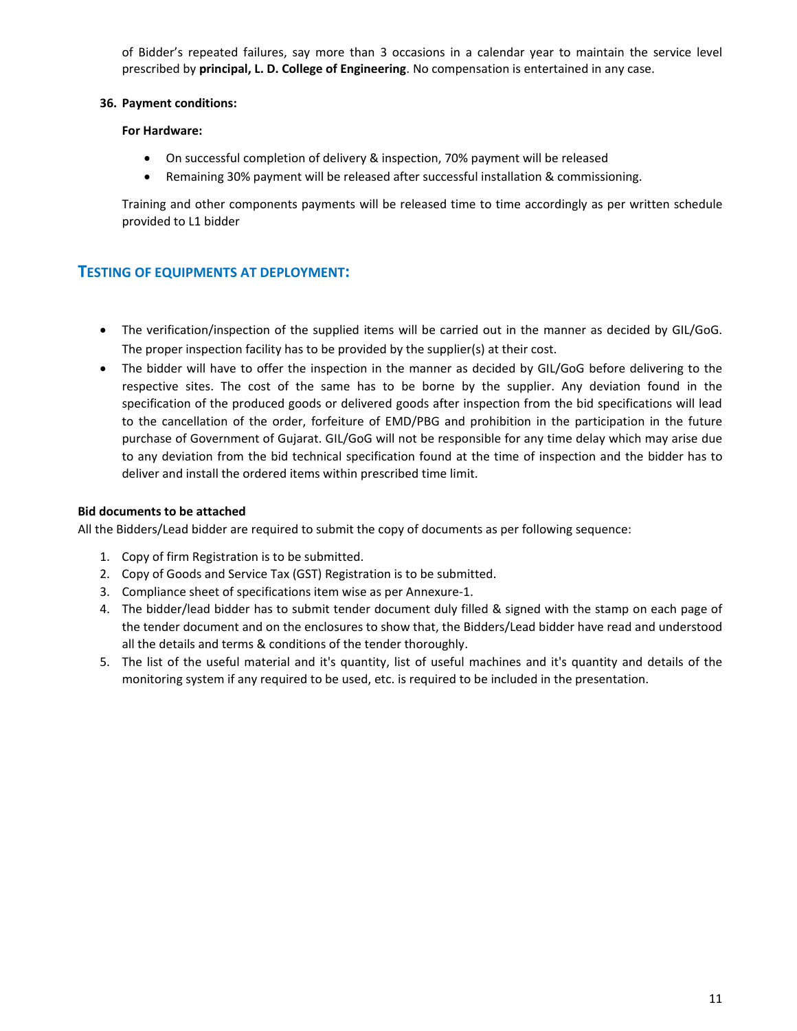of Bidder's repeated failures, say more than 3 occasions in a calendar year to maintain the service level prescribed by **principal, L. D. College of Engineering**. No compensation is entertained in any case.

**36. Payment conditions:**

**For Hardware:**

- On successful completion of delivery & inspection, 70% payment will be released
- Remaining 30% payment will be released after successful installation & commissioning.

Training and other components payments will be released time to time accordingly as per written schedule provided to L1 bidder

## TESTING OF EQUIPMENTS AT DEPLOYMENT:

- The verification/inspection of the supplied items will be carried out in the manner as decided by GIL/GoG. The proper inspection facility has to be provided by the supplier(s) at their cost.
- The bidder will have to offer the inspection in the manner as decided by GIL/GoG before delivering to the respective sites. The cost of the same has to be borne by the supplier. Any deviation found in the specification of the produced goods or delivered goods after inspection from the bid specifications will lead to the cancellation of the order, forfeiture of EMD/PBG and prohibition in the participation in the future purchase of Government of Gujarat. GIL/GoG will not be responsible for any time delay which may arise due to any deviation from the bid technical specification found at the time of inspection and the bidder has to deliver and install the ordered items within prescribed time limit.

**Bid documents to be attached**

All the Bidders/Lead bidder are required to submit the copy of documents as per following sequence:

1. Copy of firm Registration is to be submitted.
2. Copy of Goods and Service Tax (GST) Registration is to be submitted.
3. Compliance sheet of specifications item wise as per Annexure-1.
4. The bidder/lead bidder has to submit tender document duly filled & signed with the stamp on each page of the tender document and on the enclosures to show that, the Bidders/Lead bidder have read and understood all the details and terms & conditions of the tender thoroughly.
5. The list of the useful material and it's quantity, list of useful machines and it's quantity and details of the monitoring system if any required to be used, etc. is required to be included in the presentation.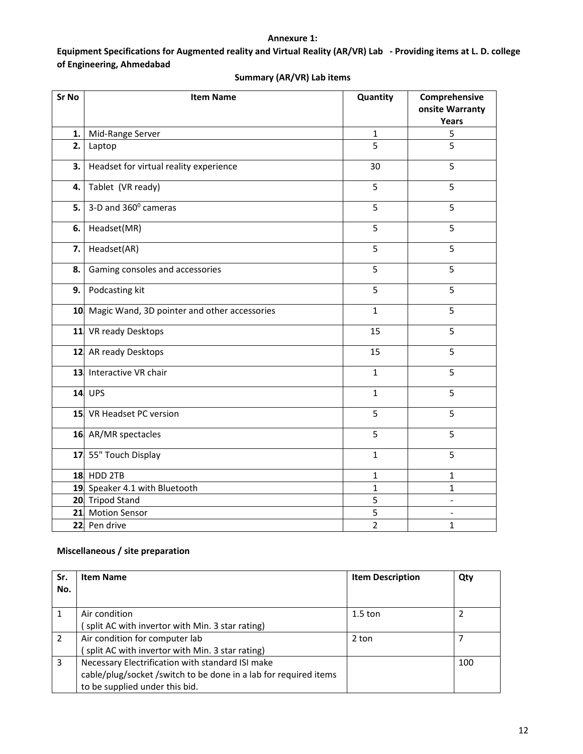**Annexure 1:**

**Equipment Specifications for Augmented reality and Virtual Reality (AR/VR) Lab - Providing items at L. D. college of Engineering, Ahmedabad**

**Summary (AR/VR) Lab items**

| Sr No | Item Name | Quantity | Comprehensive onsite Warranty Years |
|---|---|---|---|
| 1. | Mid-Range Server | 1 | 5 |
| 2. | Laptop | 5 | 5 |
| 3. | Headset for virtual reality experience | 30 | 5 |
| 4. | Tablet (VR ready) | 5 | 5 |
| 5. | 3-D and 360$^0$ cameras | 5 | 5 |
| 6. | Headset(MR) | 5 | 5 |
| 7. | Headset(AR) | 5 | 5 |
| 8. | Gaming consoles and accessories | 5 | 5 |
| 9. | Podcasting kit | 5 | 5 |
| 10. | Magic Wand, 3D pointer and other accessories | 1 | 5 |
| 11. | VR ready Desktops | 15 | 5 |
| 12. | AR ready Desktops | 15 | 5 |
| 13. | Interactive VR chair | 1 | 5 |
| 14. | UPS | 1 | 5 |
| 15. | VR Headset PC version | 5 | 5 |
| 16. | AR/MR spectacles | 5 | 5 |
| 17. | 55" Touch Display | 1 | 5 |
| 18. | HDD 2TB | 1 | 1 |
| 19. | Speaker 4.1 with Bluetooth | 1 | 1 |
| 20. | Tripod Stand | 5 | - |
| 21. | Motion Sensor | 5 | - |
| 22. | Pen drive | 2 | 1 |

**Miscellaneous / site preparation**

| Sr. No. | Item Name | Item Description | Qty |
|---|---|---|---|
| 1 | Air condition ( split AC with invertor with Min. 3 star rating) | 1.5 ton | 2 |
| 2 | Air condition for computer lab ( split AC with invertor with Min. 3 star rating) | 2 ton | 7 |
| 3 | Necessary Electrification with standard ISI make cable/plug/socket /switch to be done in a lab for required items to be supplied under this bid. | | 100 |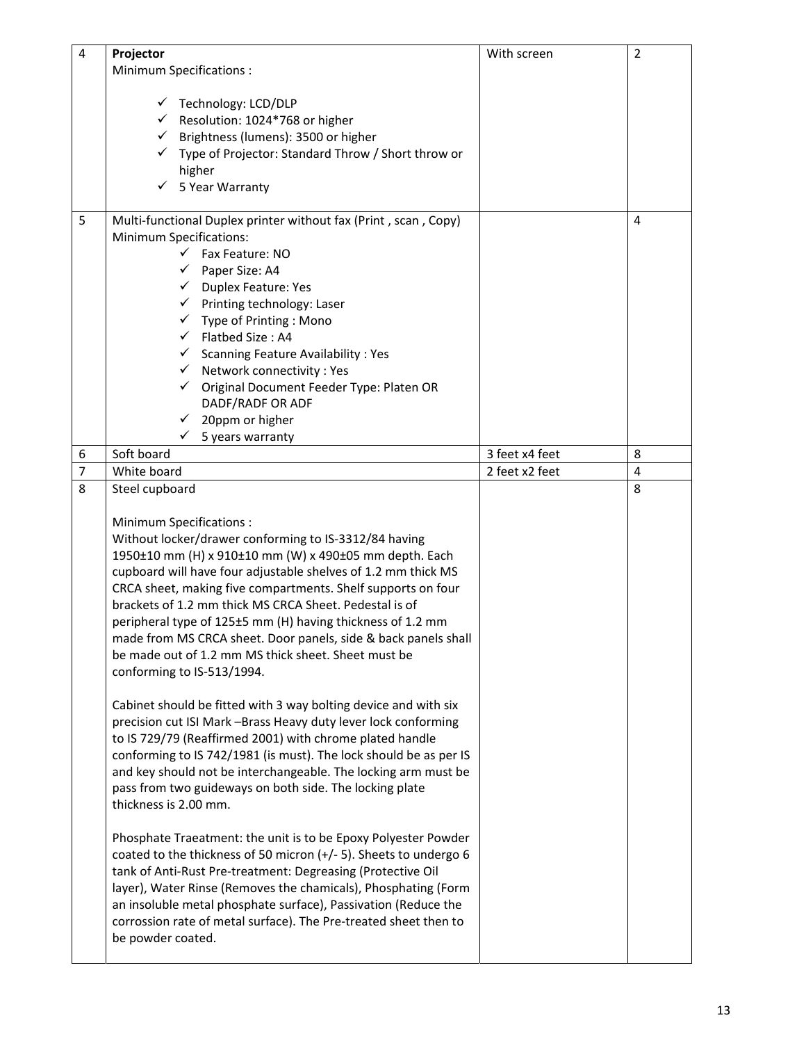| 4 | **Projector**<br>Minimum Specifications :<br><br>✓ Technology: LCD/DLP<br>✓ Resolution: 1024*768 or higher<br>✓ Brightness (lumens): 3500 or higher<br>✓ Type of Projector: Standard Throw / Short throw or higher<br>✓ 5 Year Warranty | With screen | 2 |
|---|---|---|---|
| 5 | Multi-functional Duplex printer without fax (Print , scan , Copy)<br>Minimum Specifications:<br>✓ Fax Feature: NO<br>✓ Paper Size: A4<br>✓ Duplex Feature: Yes<br>✓ Printing technology: Laser<br>✓ Type of Printing : Mono<br>✓ Flatbed Size : A4<br>✓ Scanning Feature Availability : Yes<br>✓ Network connectivity : Yes<br>✓ Original Document Feeder Type: Platen OR DADF/RADF OR ADF<br>✓ 20ppm or higher<br>✓ 5 years warranty | | 4 |
| 6 | Soft board | 3 feet x4 feet | 8 |
| 7 | White board | 2 feet x2 feet | 4 |
| 8 | Steel cupboard<br><br>Minimum Specifications :<br>Without locker/drawer conforming to IS-3312/84 having 1950±10 mm (H) x 910±10 mm (W) x 490±05 mm depth. Each cupboard will have four adjustable shelves of 1.2 mm thick MS CRCA sheet, making five compartments. Shelf supports on four brackets of 1.2 mm thick MS CRCA Sheet. Pedestal is of peripheral type of 125±5 mm (H) having thickness of 1.2 mm made from MS CRCA sheet. Door panels, side & back panels shall be made out of 1.2 mm MS thick sheet. Sheet must be conforming to IS-513/1994.<br><br>Cabinet should be fitted with 3 way bolting device and with six precision cut ISI Mark –Brass Heavy duty lever lock conforming to IS 729/79 (Reaffirmed 2001) with chrome plated handle conforming to IS 742/1981 (is must). The lock should be as per IS and key should not be interchangeable. The locking arm must be pass from two guideways on both side. The locking plate thickness is 2.00 mm.<br><br>Phosphate Traeatment: the unit is to be Epoxy Polyester Powder coated to the thickness of 50 micron (+/- 5). Sheets to undergo 6 tank of Anti-Rust Pre-treatment: Degreasing (Protective Oil layer), Water Rinse (Removes the chamicals), Phosphating (Form an insoluble metal phosphate surface), Passivation (Reduce the corrossion rate of metal surface). The Pre-treated sheet then to be powder coated. | | 8 |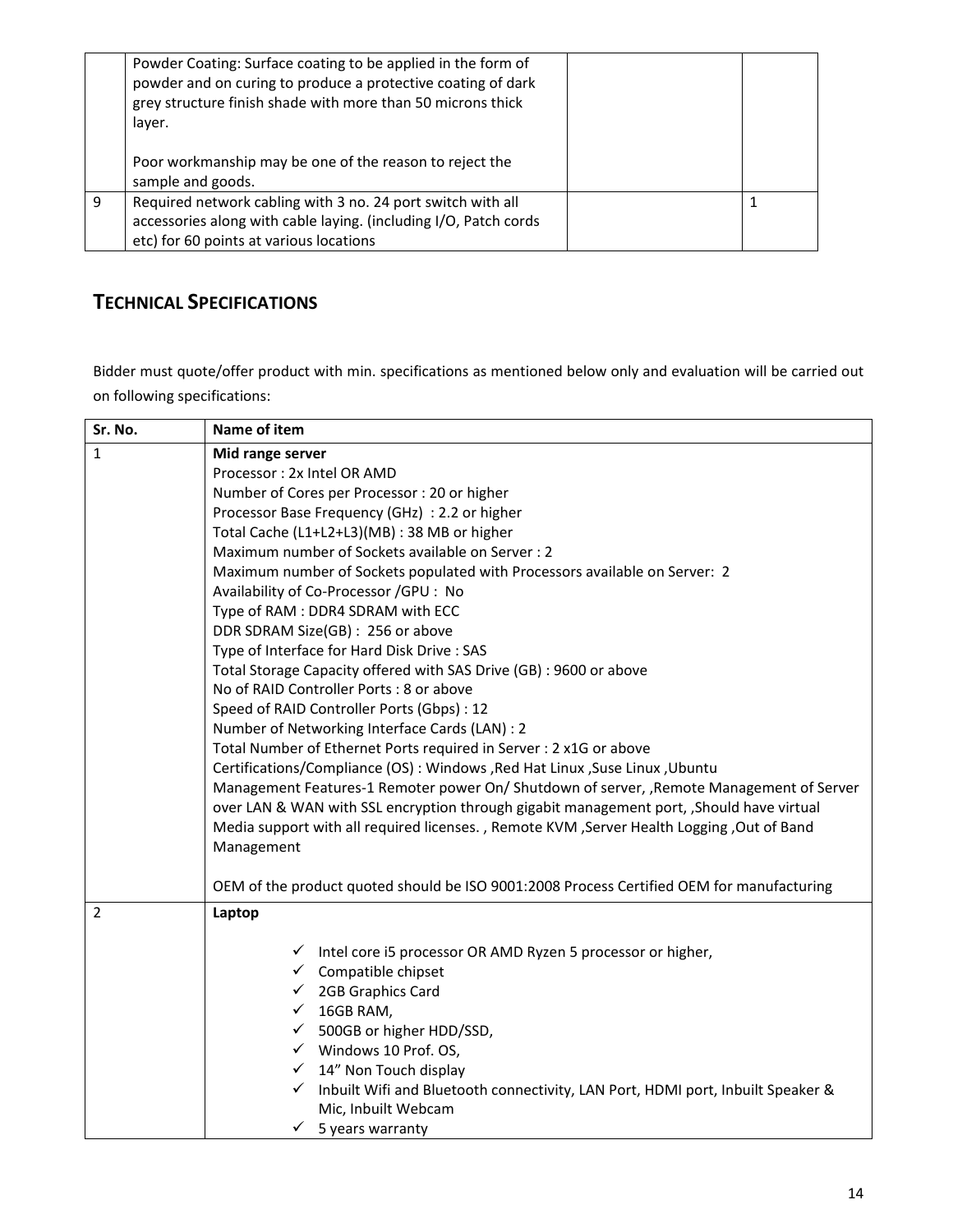| | | | |
|---|---|---|---|
| | Powder Coating: Surface coating to be applied in the form of powder and on curing to produce a protective coating of dark grey structure finish shade with more than 50 microns thick layer.<br><br>Poor workmanship may be one of the reason to reject the sample and goods. | | |
| 9 | Required network cabling with 3 no. 24 port switch with all accessories along with cable laying. (including I/O, Patch cords etc) for 60 points at various locations | | 1 |

## TECHNICAL SPECIFICATIONS

Bidder must quote/offer product with min. specifications as mentioned below only and evaluation will be carried out on following specifications:

| Sr. No. | Name of item |
|---|---|
| 1 | **Mid range server**<br>Processor : 2x Intel OR AMD<br>Number of Cores per Processor : 20 or higher<br>Processor Base Frequency (GHz) : 2.2 or higher<br>Total Cache (L1+L2+L3)(MB) : 38 MB or higher<br>Maximum number of Sockets available on Server : 2<br>Maximum number of Sockets populated with Processors available on Server: 2<br>Availability of Co-Processor /GPU : No<br>Type of RAM : DDR4 SDRAM with ECC<br>DDR SDRAM Size(GB) : 256 or above<br>Type of Interface for Hard Disk Drive : SAS<br>Total Storage Capacity offered with SAS Drive (GB) : 9600 or above<br>No of RAID Controller Ports : 8 or above<br>Speed of RAID Controller Ports (Gbps) : 12<br>Number of Networking Interface Cards (LAN) : 2<br>Total Number of Ethernet Ports required in Server : 2 x1G or above<br>Certifications/Compliance (OS) : Windows ,Red Hat Linux ,Suse Linux ,Ubuntu<br>Management Features-1 Remoter power On/ Shutdown of server, ,Remote Management of Server over LAN & WAN with SSL encryption through gigabit management port, ,Should have virtual Media support with all required licenses. , Remote KVM ,Server Health Logging ,Out of Band Management<br><br>OEM of the product quoted should be ISO 9001:2008 Process Certified OEM for manufacturing |
| 2 | **Laptop**<br><br>✓ Intel core i5 processor OR AMD Ryzen 5 processor or higher,<br>✓ Compatible chipset<br>✓ 2GB Graphics Card<br>✓ 16GB RAM,<br>✓ 500GB or higher HDD/SSD,<br>✓ Windows 10 Prof. OS,<br>✓ 14” Non Touch display<br>✓ Inbuilt Wifi and Bluetooth connectivity, LAN Port, HDMI port, Inbuilt Speaker & Mic, Inbuilt Webcam<br>✓ 5 years warranty |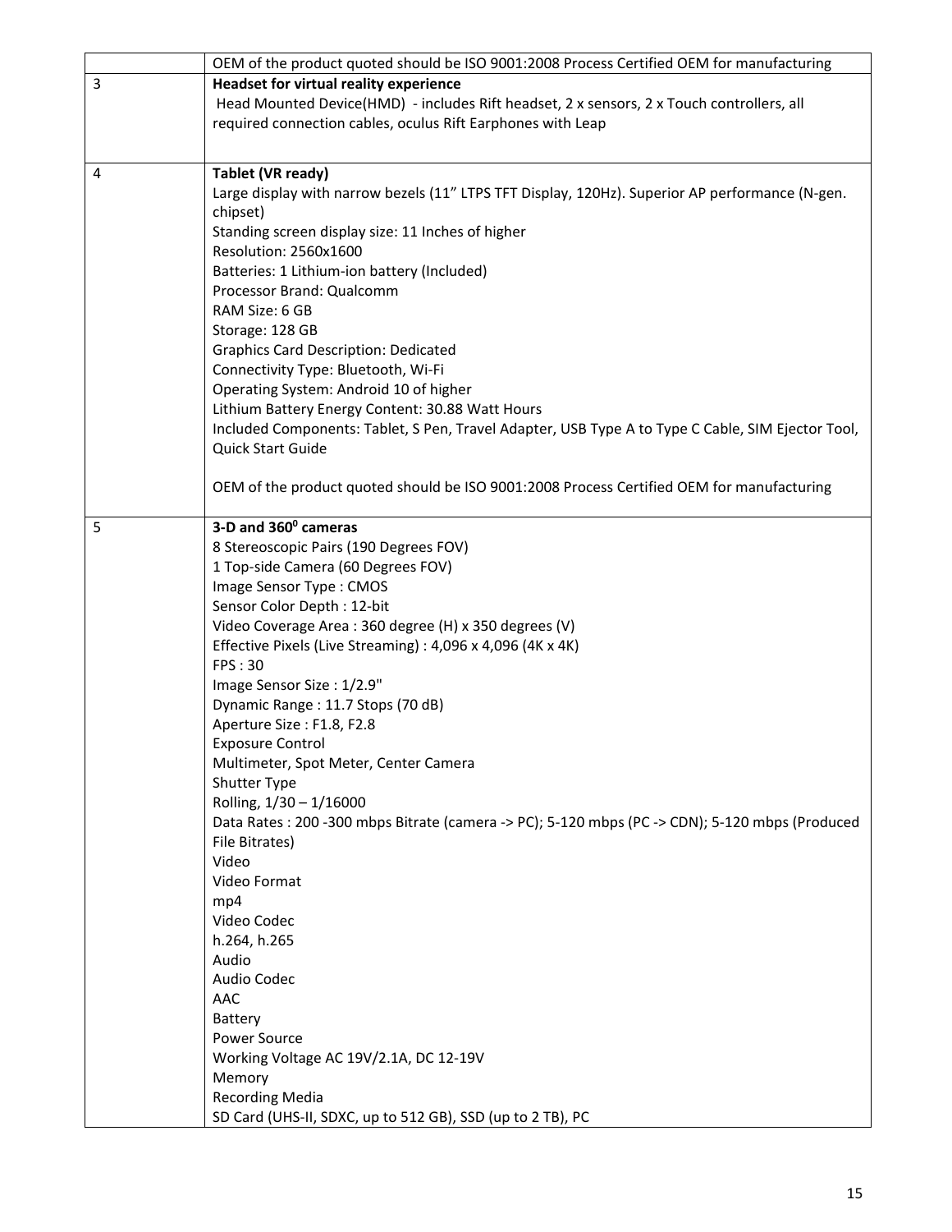| | |
|---|---|
| | OEM of the product quoted should be ISO 9001:2008 Process Certified OEM for manufacturing |
| 3 | **Headset for virtual reality experience**<br>Head Mounted Device(HMD) - includes Rift headset, 2 x sensors, 2 x Touch controllers, all required connection cables, oculus Rift Earphones with Leap |
| 4 | **Tablet (VR ready)**<br>Large display with narrow bezels (11" LTPS TFT Display, 120Hz). Superior AP performance (N-gen. chipset)<br>Standing screen display size: 11 Inches of higher<br>Resolution: 2560x1600<br>Batteries: 1 Lithium-ion battery (Included)<br>Processor Brand: Qualcomm<br>RAM Size: 6 GB<br>Storage: 128 GB<br>Graphics Card Description: Dedicated<br>Connectivity Type: Bluetooth, Wi-Fi<br>Operating System: Android 10 of higher<br>Lithium Battery Energy Content: 30.88 Watt Hours<br>Included Components: Tablet, S Pen, Travel Adapter, USB Type A to Type C Cable, SIM Ejector Tool, Quick Start Guide<br><br>OEM of the product quoted should be ISO 9001:2008 Process Certified OEM for manufacturing |
| 5 | **3-D and 360$^0$ cameras**<br>8 Stereoscopic Pairs (190 Degrees FOV)<br>1 Top-side Camera (60 Degrees FOV)<br>Image Sensor Type : CMOS<br>Sensor Color Depth : 12-bit<br>Video Coverage Area : 360 degree (H) x 350 degrees (V)<br>Effective Pixels (Live Streaming) : 4,096 x 4,096 (4K x 4K)<br>FPS : 30<br>Image Sensor Size : 1/2.9"<br>Dynamic Range : 11.7 Stops (70 dB)<br>Aperture Size : F1.8, F2.8<br>Exposure Control<br>Multimeter, Spot Meter, Center Camera<br>Shutter Type<br>Rolling, 1/30 – 1/16000<br>Data Rates : 200 -300 mbps Bitrate (camera -> PC); 5-120 mbps (PC -> CDN); 5-120 mbps (Produced File Bitrates)<br>Video<br>Video Format<br>mp4<br>Video Codec<br>h.264, h.265<br>Audio<br>Audio Codec<br>AAC<br>Battery<br>Power Source<br>Working Voltage AC 19V/2.1A, DC 12-19V<br>Memory<br>Recording Media<br>SD Card (UHS-II, SDXC, up to 512 GB), SSD (up to 2 TB), PC |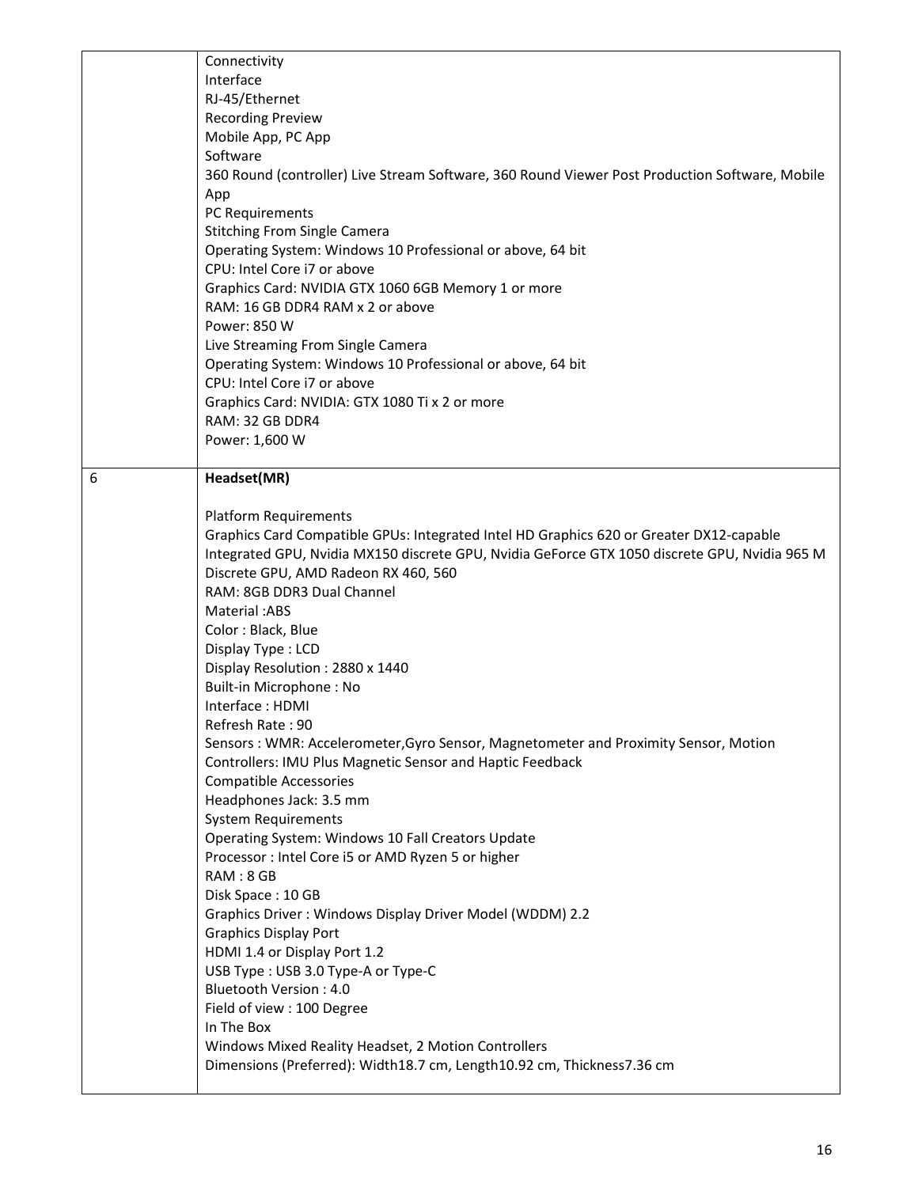| | |
|---|---|
| | Connectivity<br>Interface<br>RJ-45/Ethernet<br>Recording Preview<br>Mobile App, PC App<br>Software<br>360 Round (controller) Live Stream Software, 360 Round Viewer Post Production Software, Mobile App<br>PC Requirements<br>Stitching From Single Camera<br>Operating System: Windows 10 Professional or above, 64 bit<br>CPU: Intel Core i7 or above<br>Graphics Card: NVIDIA GTX 1060 6GB Memory 1 or more<br>RAM: 16 GB DDR4 RAM x 2 or above<br>Power: 850 W<br>Live Streaming From Single Camera<br>Operating System: Windows 10 Professional or above, 64 bit<br>CPU: Intel Core i7 or above<br>Graphics Card: NVIDIA: GTX 1080 Ti x 2 or more<br>RAM: 32 GB DDR4<br>Power: 1,600 W |
| 6 | **Headset(MR)**<br><br>Platform Requirements<br>Graphics Card Compatible GPUs: Integrated Intel HD Graphics 620 or Greater DX12-capable Integrated GPU, Nvidia MX150 discrete GPU, Nvidia GeForce GTX 1050 discrete GPU, Nvidia 965 M Discrete GPU, AMD Radeon RX 460, 560<br>RAM: 8GB DDR3 Dual Channel<br>Material :ABS<br>Color : Black, Blue<br>Display Type : LCD<br>Display Resolution : 2880 x 1440<br>Built-in Microphone : No<br>Interface : HDMI<br>Refresh Rate : 90<br>Sensors : WMR: Accelerometer,Gyro Sensor, Magnetometer and Proximity Sensor, Motion Controllers: IMU Plus Magnetic Sensor and Haptic Feedback<br>Compatible Accessories<br>Headphones Jack: 3.5 mm<br>System Requirements<br>Operating System: Windows 10 Fall Creators Update<br>Processor : Intel Core i5 or AMD Ryzen 5 or higher<br>RAM : 8 GB<br>Disk Space : 10 GB<br>Graphics Driver : Windows Display Driver Model (WDDM) 2.2<br>Graphics Display Port<br>HDMI 1.4 or Display Port 1.2<br>USB Type : USB 3.0 Type-A or Type-C<br>Bluetooth Version : 4.0<br>Field of view : 100 Degree<br>In The Box<br>Windows Mixed Reality Headset, 2 Motion Controllers<br>Dimensions (Preferred): Width18.7 cm, Length10.92 cm, Thickness7.36 cm |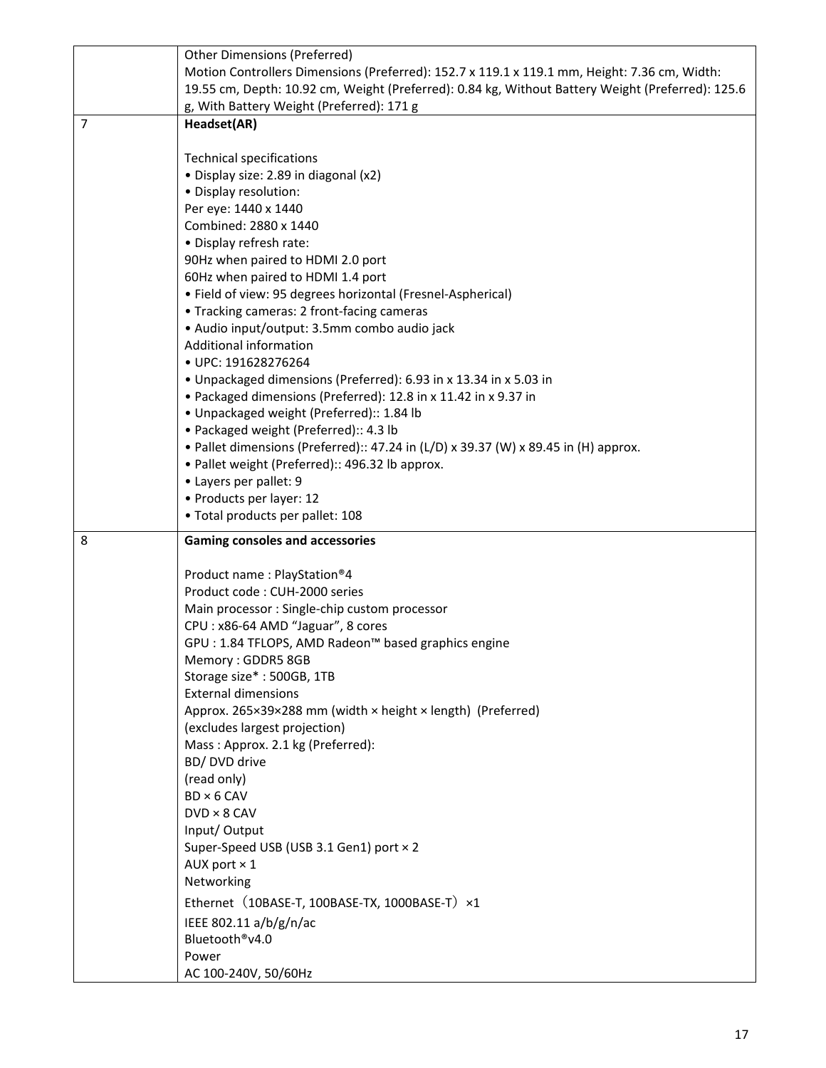| | |
|---|---|
| | Other Dimensions (Preferred)<br>Motion Controllers Dimensions (Preferred): 152.7 x 119.1 x 119.1 mm, Height: 7.36 cm, Width: 19.55 cm, Depth: 10.92 cm, Weight (Preferred): 0.84 kg, Without Battery Weight (Preferred): 125.6 g, With Battery Weight (Preferred): 171 g |
| 7 | **Headset(AR)**<br><br>Technical specifications<br>• Display size: 2.89 in diagonal (x2)<br>• Display resolution:<br>Per eye: 1440 x 1440<br>Combined: 2880 x 1440<br>• Display refresh rate:<br>90Hz when paired to HDMI 2.0 port<br>60Hz when paired to HDMI 1.4 port<br>• Field of view: 95 degrees horizontal (Fresnel-Aspherical)<br>• Tracking cameras: 2 front-facing cameras<br>• Audio input/output: 3.5mm combo audio jack<br>Additional information<br>• UPC: 191628276264<br>• Unpackaged dimensions (Preferred): 6.93 in x 13.34 in x 5.03 in<br>• Packaged dimensions (Preferred): 12.8 in x 11.42 in x 9.37 in<br>• Unpackaged weight (Preferred):: 1.84 lb<br>• Packaged weight (Preferred):: 4.3 lb<br>• Pallet dimensions (Preferred):: 47.24 in (L/D) x 39.37 (W) x 89.45 in (H) approx.<br>• Pallet weight (Preferred):: 496.32 lb approx.<br>• Layers per pallet: 9<br>• Products per layer: 12<br>• Total products per pallet: 108 |
| 8 | **Gaming consoles and accessories**<br><br>Product name : PlayStation®4<br>Product code : CUH-2000 series<br>Main processor : Single-chip custom processor<br>CPU : x86-64 AMD "Jaguar", 8 cores<br>GPU : 1.84 TFLOPS, AMD Radeon™ based graphics engine<br>Memory : GDDR5 8GB<br>Storage size* : 500GB, 1TB<br>External dimensions<br>Approx. 265×39×288 mm (width × height × length) (Preferred)<br>(excludes largest projection)<br>Mass : Approx. 2.1 kg (Preferred):<br>BD/ DVD drive<br>(read only)<br>BD × 6 CAV<br>DVD × 8 CAV<br>Input/ Output<br>Super-Speed USB (USB 3.1 Gen1) port × 2<br>AUX port × 1<br>Networking<br>Ethernet（10BASE-T, 100BASE-TX, 1000BASE-T）×1<br>IEEE 802.11 a/b/g/n/ac<br>Bluetooth®v4.0<br>Power<br>AC 100-240V, 50/60Hz |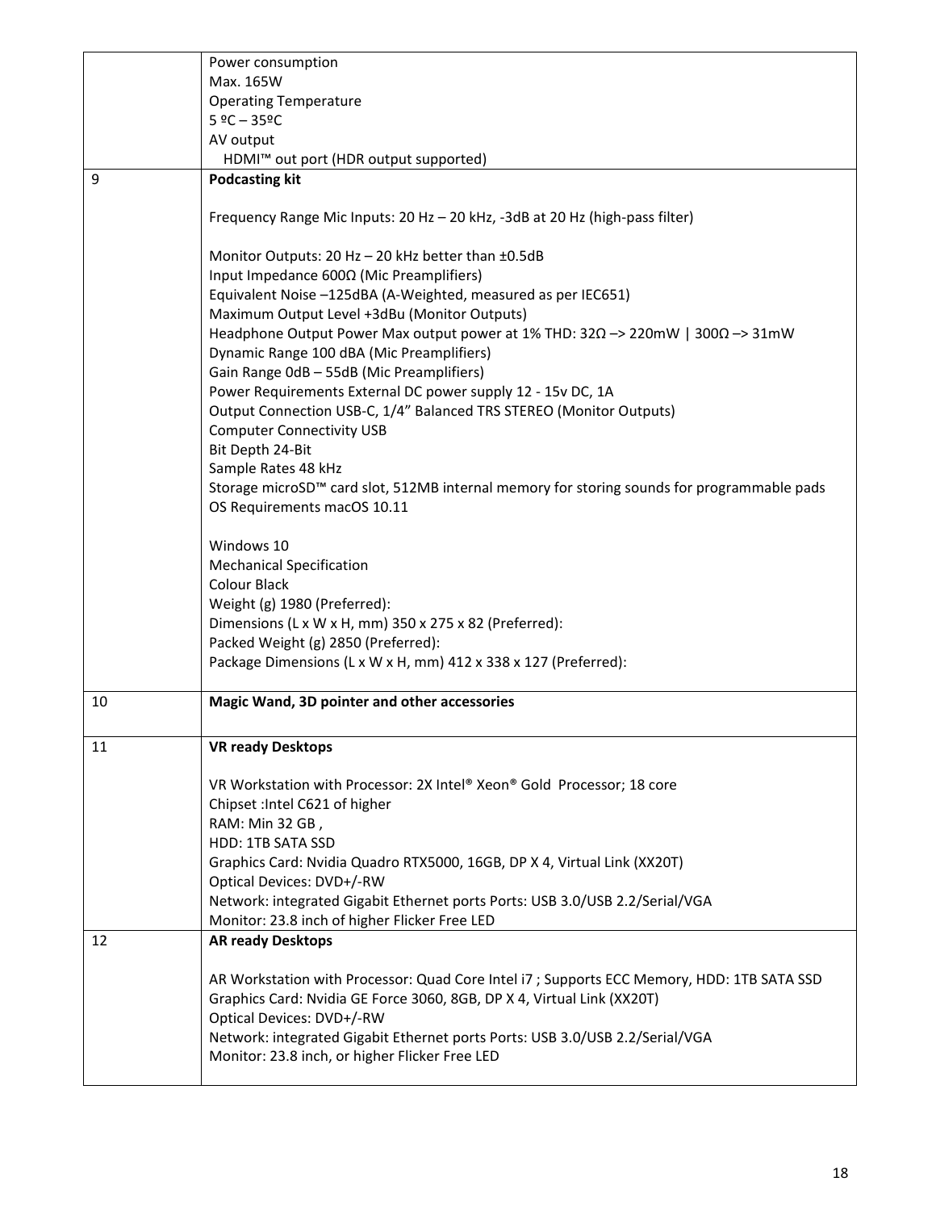| | |
|---|---|
| | Power consumption<br>Max. 165W<br>Operating Temperature<br>5 ºC – 35ºC<br>AV output<br>HDMI™ out port (HDR output supported) |
| 9 | **Podcasting kit**<br><br>Frequency Range Mic Inputs: 20 Hz – 20 kHz, -3dB at 20 Hz (high-pass filter)<br><br>Monitor Outputs: 20 Hz – 20 kHz better than ±0.5dB<br>Input Impedance 600Ω (Mic Preamplifiers)<br>Equivalent Noise –125dBA (A-Weighted, measured as per IEC651)<br>Maximum Output Level +3dBu (Monitor Outputs)<br>Headphone Output Power Max output power at 1% THD: 32Ω –> 220mW \| 300Ω –> 31mW<br>Dynamic Range 100 dBA (Mic Preamplifiers)<br>Gain Range 0dB – 55dB (Mic Preamplifiers)<br>Power Requirements External DC power supply 12 - 15v DC, 1A<br>Output Connection USB-C, 1/4" Balanced TRS STEREO (Monitor Outputs)<br>Computer Connectivity USB<br>Bit Depth 24-Bit<br>Sample Rates 48 kHz<br>Storage microSD™ card slot, 512MB internal memory for storing sounds for programmable pads<br>OS Requirements macOS 10.11<br><br>Windows 10<br>Mechanical Specification<br>Colour Black<br>Weight (g) 1980 (Preferred):<br>Dimensions (L x W x H, mm) 350 x 275 x 82 (Preferred):<br>Packed Weight (g) 2850 (Preferred):<br>Package Dimensions (L x W x H, mm) 412 x 338 x 127 (Preferred): |
| 10 | **Magic Wand, 3D pointer and other accessories** |
| 11 | **VR ready Desktops**<br><br>VR Workstation with Processor: 2X Intel® Xeon® Gold Processor; 18 core<br>Chipset :Intel C621 of higher<br>RAM: Min 32 GB ,<br>HDD: 1TB SATA SSD<br>Graphics Card: Nvidia Quadro RTX5000, 16GB, DP X 4, Virtual Link (XX20T)<br>Optical Devices: DVD+/-RW<br>Network: integrated Gigabit Ethernet ports Ports: USB 3.0/USB 2.2/Serial/VGA<br>Monitor: 23.8 inch of higher Flicker Free LED |
| 12 | **AR ready Desktops**<br><br>AR Workstation with Processor: Quad Core Intel i7 ; Supports ECC Memory, HDD: 1TB SATA SSD<br>Graphics Card: Nvidia GE Force 3060, 8GB, DP X 4, Virtual Link (XX20T)<br>Optical Devices: DVD+/-RW<br>Network: integrated Gigabit Ethernet ports Ports: USB 3.0/USB 2.2/Serial/VGA<br>Monitor: 23.8 inch, or higher Flicker Free LED |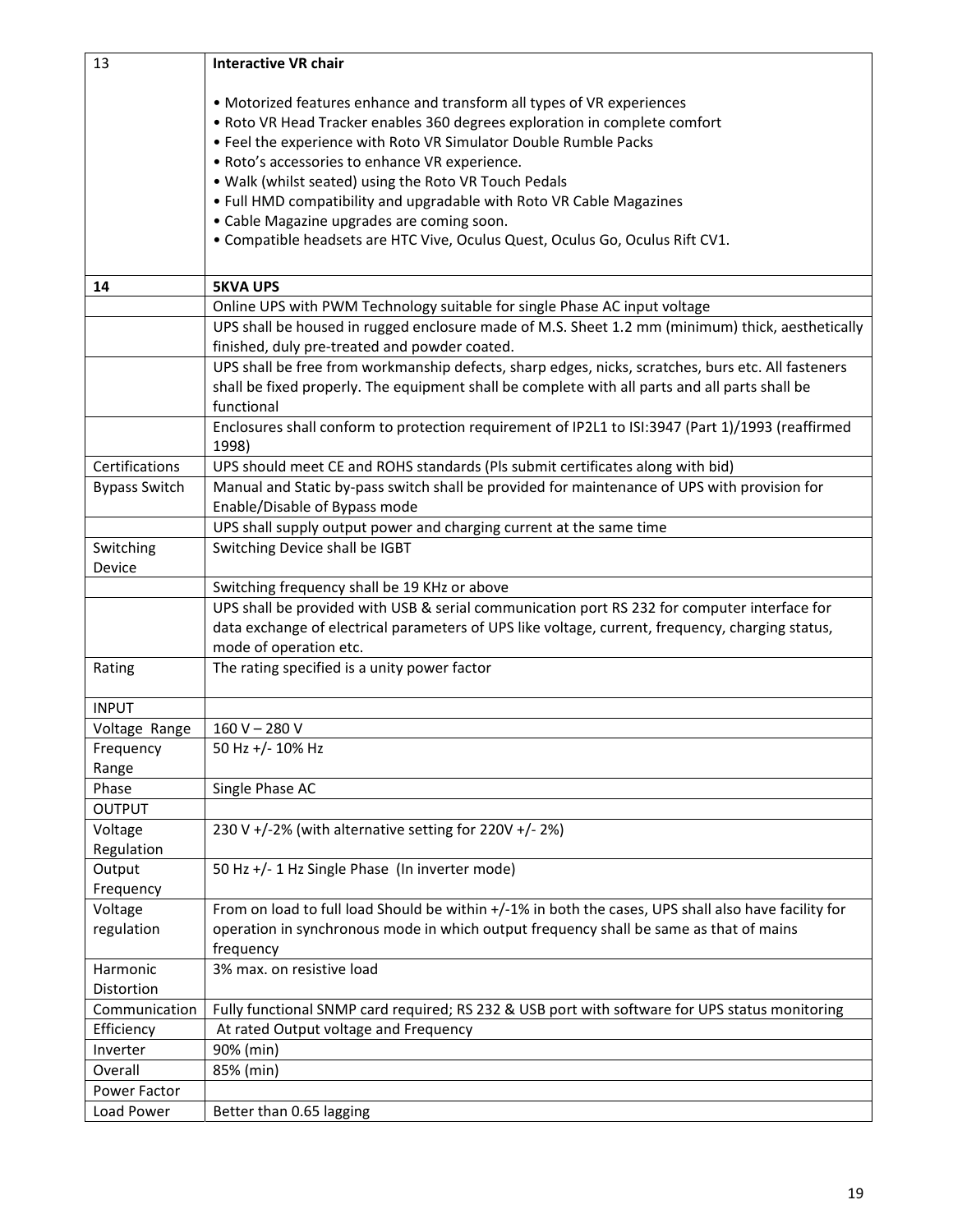| 13 | **Interactive VR chair**<br><br>• Motorized features enhance and transform all types of VR experiences<br>• Roto VR Head Tracker enables 360 degrees exploration in complete comfort<br>• Feel the experience with Roto VR Simulator Double Rumble Packs<br>• Roto's accessories to enhance VR experience.<br>• Walk (whilst seated) using the Roto VR Touch Pedals<br>• Full HMD compatibility and upgradable with Roto VR Cable Magazines<br>• Cable Magazine upgrades are coming soon.<br>• Compatible headsets are HTC Vive, Oculus Quest, Oculus Go, Oculus Rift CV1. |
|---|---|
| **14** | **5KVA UPS** |
| | Online UPS with PWM Technology suitable for single Phase AC input voltage |
| | UPS shall be housed in rugged enclosure made of M.S. Sheet 1.2 mm (minimum) thick, aesthetically finished, duly pre-treated and powder coated. |
| | UPS shall be free from workmanship defects, sharp edges, nicks, scratches, burs etc. All fasteners shall be fixed properly. The equipment shall be complete with all parts and all parts shall be functional |
| | Enclosures shall conform to protection requirement of IP2L1 to ISI:3947 (Part 1)/1993 (reaffirmed 1998) |
| Certifications | UPS should meet CE and ROHS standards (Pls submit certificates along with bid) |
| Bypass Switch | Manual and Static by-pass switch shall be provided for maintenance of UPS with provision for Enable/Disable of Bypass mode |
| | UPS shall supply output power and charging current at the same time |
| Switching Device | Switching Device shall be IGBT |
| | Switching frequency shall be 19 KHz or above |
| | UPS shall be provided with USB & serial communication port RS 232 for computer interface for data exchange of electrical parameters of UPS like voltage, current, frequency, charging status, mode of operation etc. |
| Rating | The rating specified is a unity power factor |
| INPUT | |
| Voltage Range | 160 V – 280 V |
| Frequency Range | 50 Hz +/- 10% Hz |
| Phase | Single Phase AC |
| OUTPUT | |
| Voltage Regulation | 230 V +/-2% (with alternative setting for 220V +/- 2%) |
| Output Frequency | 50 Hz +/- 1 Hz Single Phase (In inverter mode) |
| Voltage regulation | From on load to full load Should be within +/-1% in both the cases, UPS shall also have facility for operation in synchronous mode in which output frequency shall be same as that of mains frequency |
| Harmonic Distortion | 3% max. on resistive load |
| Communication | Fully functional SNMP card required; RS 232 & USB port with software for UPS status monitoring |
| Efficiency | At rated Output voltage and Frequency |
| Inverter | 90% (min) |
| Overall | 85% (min) |
| Power Factor | |
| Load Power | Better than 0.65 lagging |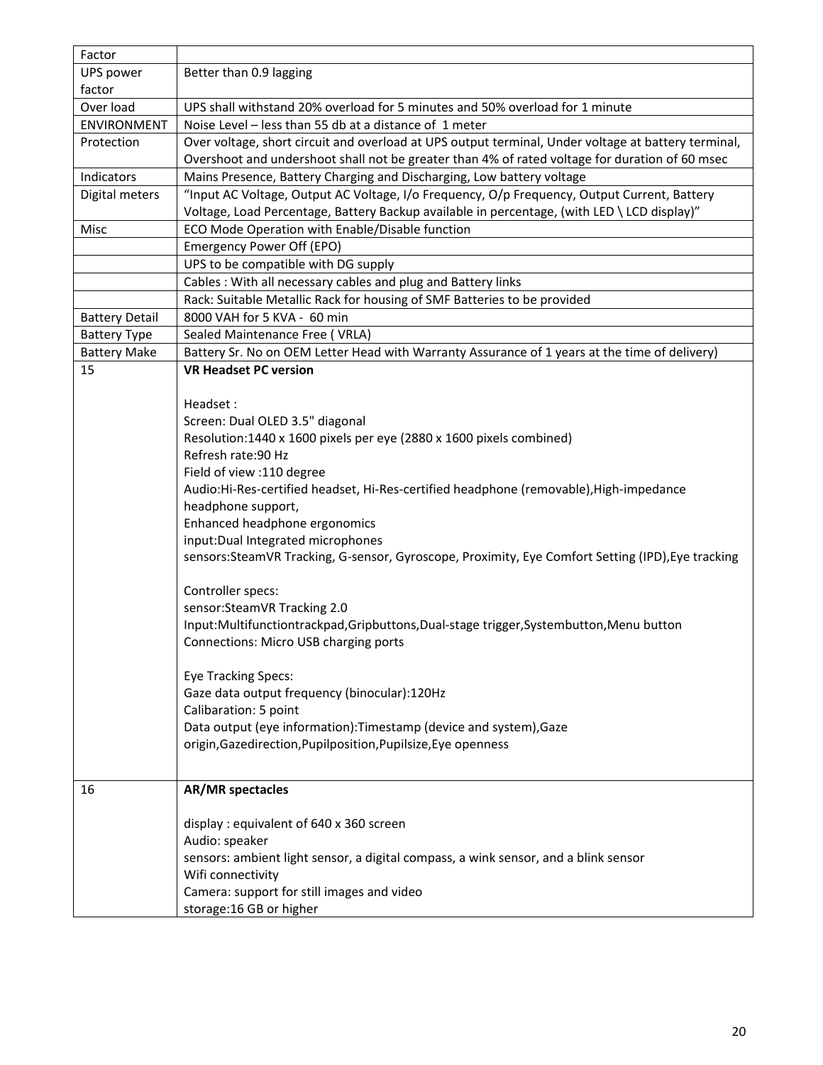| Factor | |
|---|---|
| UPS power factor | Better than 0.9 lagging |
| Over load | UPS shall withstand 20% overload for 5 minutes and 50% overload for 1 minute |
| ENVIRONMENT | Noise Level – less than 55 db at a distance of 1 meter |
| Protection | Over voltage, short circuit and overload at UPS output terminal, Under voltage at battery terminal, Overshoot and undershoot shall not be greater than 4% of rated voltage for duration of 60 msec |
| Indicators | Mains Presence, Battery Charging and Discharging, Low battery voltage |
| Digital meters | "Input AC Voltage, Output AC Voltage, I/o Frequency, O/p Frequency, Output Current, Battery Voltage, Load Percentage, Battery Backup available in percentage, (with LED \ LCD display)" |
| Misc | ECO Mode Operation with Enable/Disable function |
| | Emergency Power Off (EPO) |
| | UPS to be compatible with DG supply |
| | Cables : With all necessary cables and plug and Battery links |
| | Rack: Suitable Metallic Rack for housing of SMF Batteries to be provided |
| Battery Detail | 8000 VAH for 5 KVA - 60 min |
| Battery Type | Sealed Maintenance Free ( VRLA) |
| Battery Make | Battery Sr. No on OEM Letter Head with Warranty Assurance of 1 years at the time of delivery) |
| 15 | **VR Headset PC version**<br><br>Headset :<br>Screen: Dual OLED 3.5" diagonal<br>Resolution:1440 x 1600 pixels per eye (2880 x 1600 pixels combined)<br>Refresh rate:90 Hz<br>Field of view :110 degree<br>Audio:Hi-Res-certified headset, Hi-Res-certified headphone (removable),High-impedance headphone support,<br>Enhanced headphone ergonomics<br>input:Dual Integrated microphones<br>sensors:SteamVR Tracking, G-sensor, Gyroscope, Proximity, Eye Comfort Setting (IPD),Eye tracking<br><br>Controller specs:<br>sensor:SteamVR Tracking 2.0<br>Input:Multifunctiontrackpad,Gripbuttons,Dual-stage trigger,Systembutton,Menu button<br>Connections: Micro USB charging ports<br><br>Eye Tracking Specs:<br>Gaze data output frequency (binocular):120Hz<br>Calibaration: 5 point<br>Data output (eye information):Timestamp (device and system),Gaze origin,Gazedirection,Pupilposition,Pupilsize,Eye openness |
| 16 | **AR/MR spectacles**<br><br>display : equivalent of 640 x 360 screen<br>Audio: speaker<br>sensors: ambient light sensor, a digital compass, a wink sensor, and a blink sensor<br>Wifi connectivity<br>Camera: support for still images and video<br>storage:16 GB or higher |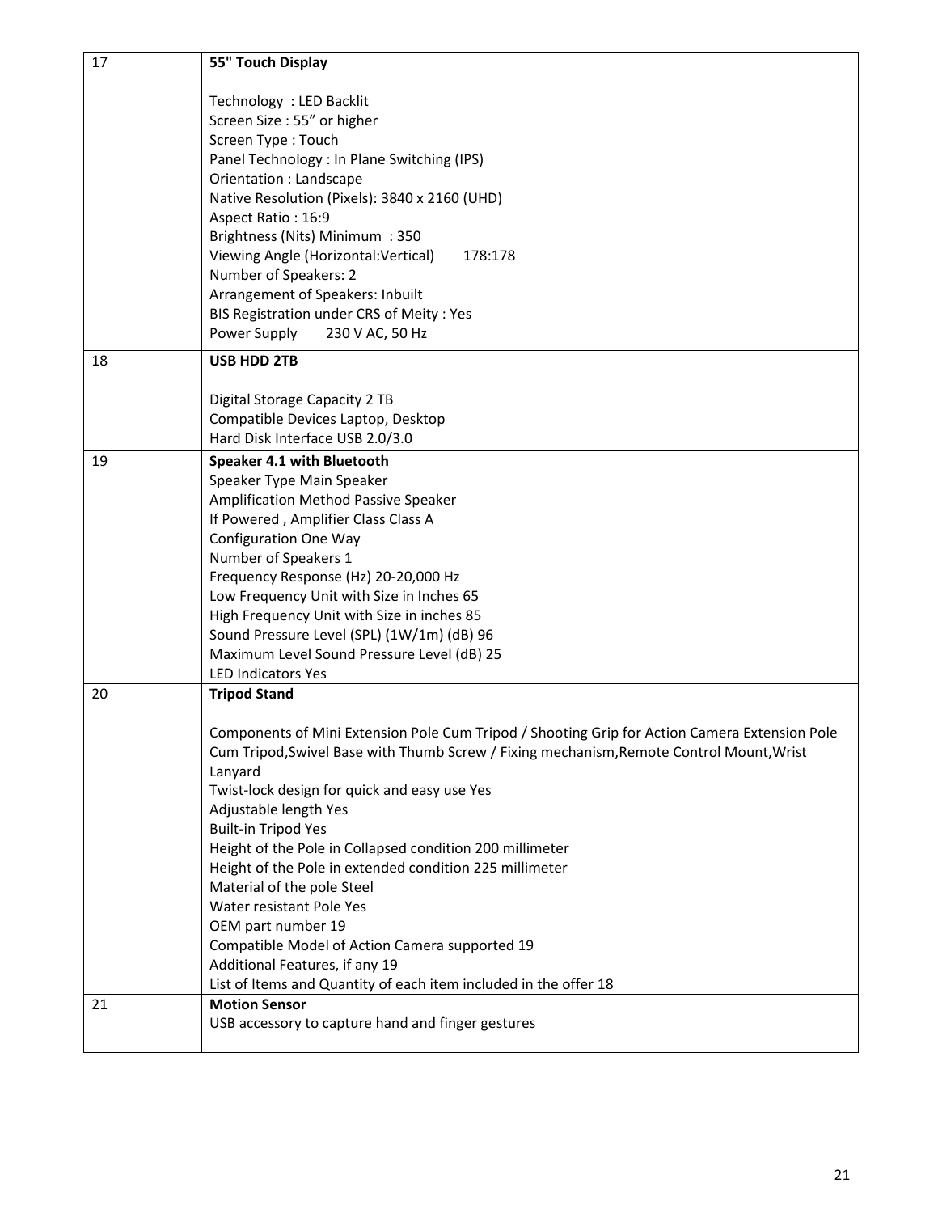| | |
|---|---|
| 17 | **55" Touch Display**<br><br>Technology : LED Backlit<br>Screen Size : 55” or higher<br>Screen Type : Touch<br>Panel Technology : In Plane Switching (IPS)<br>Orientation : Landscape<br>Native Resolution (Pixels): 3840 x 2160 (UHD)<br>Aspect Ratio : 16:9<br>Brightness (Nits) Minimum : 350<br>Viewing Angle (Horizontal:Vertical) 178:178<br>Number of Speakers: 2<br>Arrangement of Speakers: Inbuilt<br>BIS Registration under CRS of Meity : Yes<br>Power Supply 230 V AC, 50 Hz |
| 18 | **USB HDD 2TB**<br><br>Digital Storage Capacity 2 TB<br>Compatible Devices Laptop, Desktop<br>Hard Disk Interface USB 2.0/3.0 |
| 19 | **Speaker 4.1 with Bluetooth**<br>Speaker Type Main Speaker<br>Amplification Method Passive Speaker<br>If Powered , Amplifier Class Class A<br>Configuration One Way<br>Number of Speakers 1<br>Frequency Response (Hz) 20-20,000 Hz<br>Low Frequency Unit with Size in Inches 65<br>High Frequency Unit with Size in inches 85<br>Sound Pressure Level (SPL) (1W/1m) (dB) 96<br>Maximum Level Sound Pressure Level (dB) 25<br>LED Indicators Yes |
| 20 | **Tripod Stand**<br><br>Components of Mini Extension Pole Cum Tripod / Shooting Grip for Action Camera Extension Pole Cum Tripod,Swivel Base with Thumb Screw / Fixing mechanism,Remote Control Mount,Wrist Lanyard<br>Twist-lock design for quick and easy use Yes<br>Adjustable length Yes<br>Built-in Tripod Yes<br>Height of the Pole in Collapsed condition 200 millimeter<br>Height of the Pole in extended condition 225 millimeter<br>Material of the pole Steel<br>Water resistant Pole Yes<br>OEM part number 19<br>Compatible Model of Action Camera supported 19<br>Additional Features, if any 19<br>List of Items and Quantity of each item included in the offer 18 |
| 21 | **Motion Sensor**<br>USB accessory to capture hand and finger gestures |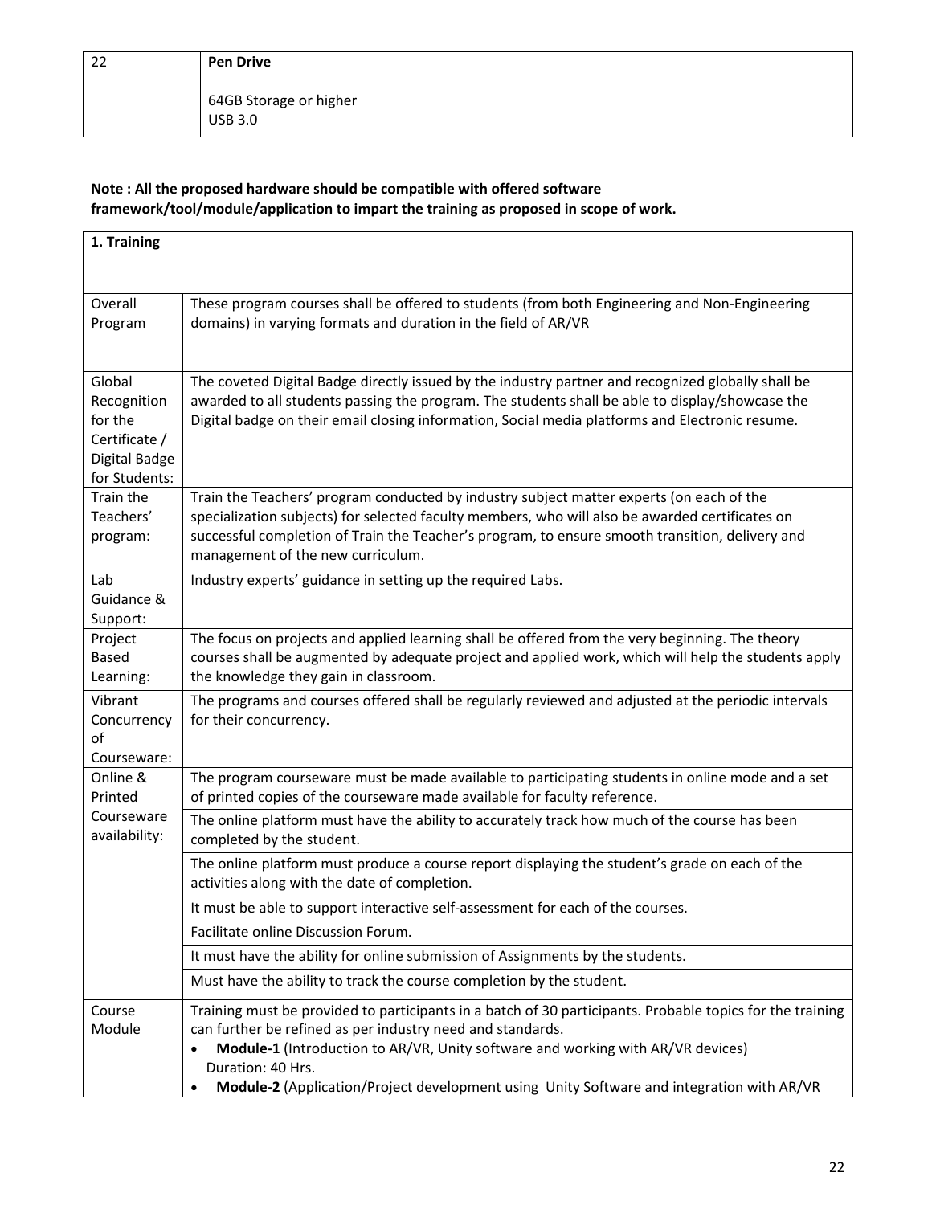| 22 | **Pen Drive**<br><br>64GB Storage or higher<br>USB 3.0 |
|---|---|

**Note : All the proposed hardware should be compatible with offered software framework/tool/module/application to impart the training as proposed in scope of work.**

| **1. Training** | |
|---|---|
| Overall Program | These program courses shall be offered to students (from both Engineering and Non-Engineering domains) in varying formats and duration in the field of AR/VR |
| Global Recognition for the Certificate / Digital Badge for Students: | The coveted Digital Badge directly issued by the industry partner and recognized globally shall be awarded to all students passing the program. The students shall be able to display/showcase the Digital badge on their email closing information, Social media platforms and Electronic resume. |
| Train the Teachers' program: | Train the Teachers' program conducted by industry subject matter experts (on each of the specialization subjects) for selected faculty members, who will also be awarded certificates on successful completion of Train the Teacher's program, to ensure smooth transition, delivery and management of the new curriculum. |
| Lab Guidance & Support: | Industry experts' guidance in setting up the required Labs. |
| Project Based Learning: | The focus on projects and applied learning shall be offered from the very beginning. The theory courses shall be augmented by adequate project and applied work, which will help the students apply the knowledge they gain in classroom. |
| Vibrant Concurrency of Courseware: | The programs and courses offered shall be regularly reviewed and adjusted at the periodic intervals for their concurrency. |
| Online & Printed Courseware availability: | The program courseware must be made available to participating students in online mode and a set of printed copies of the courseware made available for faculty reference. |
| | The online platform must have the ability to accurately track how much of the course has been completed by the student. |
| | The online platform must produce a course report displaying the student's grade on each of the activities along with the date of completion. |
| | It must be able to support interactive self-assessment for each of the courses. |
| | Facilitate online Discussion Forum. |
| | It must have the ability for online submission of Assignments by the students. |
| | Must have the ability to track the course completion by the student. |
| Course Module | Training must be provided to participants in a batch of 30 participants. Probable topics for the training can further be refined as per industry need and standards.<br>• **Module-1** (Introduction to AR/VR, Unity software and working with AR/VR devices) Duration: 40 Hrs.<br>• **Module-2** (Application/Project development using Unity Software and integration with AR/VR |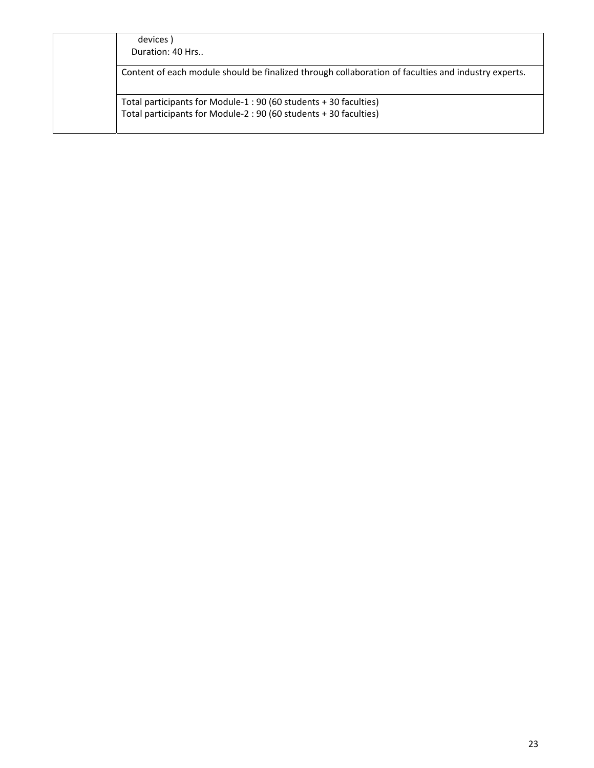| | |
|---|---|
| | devices )<br>Duration: 40 Hrs.. |
| | Content of each module should be finalized through collaboration of faculties and industry experts. |
| | Total participants for Module-1 : 90 (60 students + 30 faculties)<br>Total participants for Module-2 : 90 (60 students + 30 faculties) |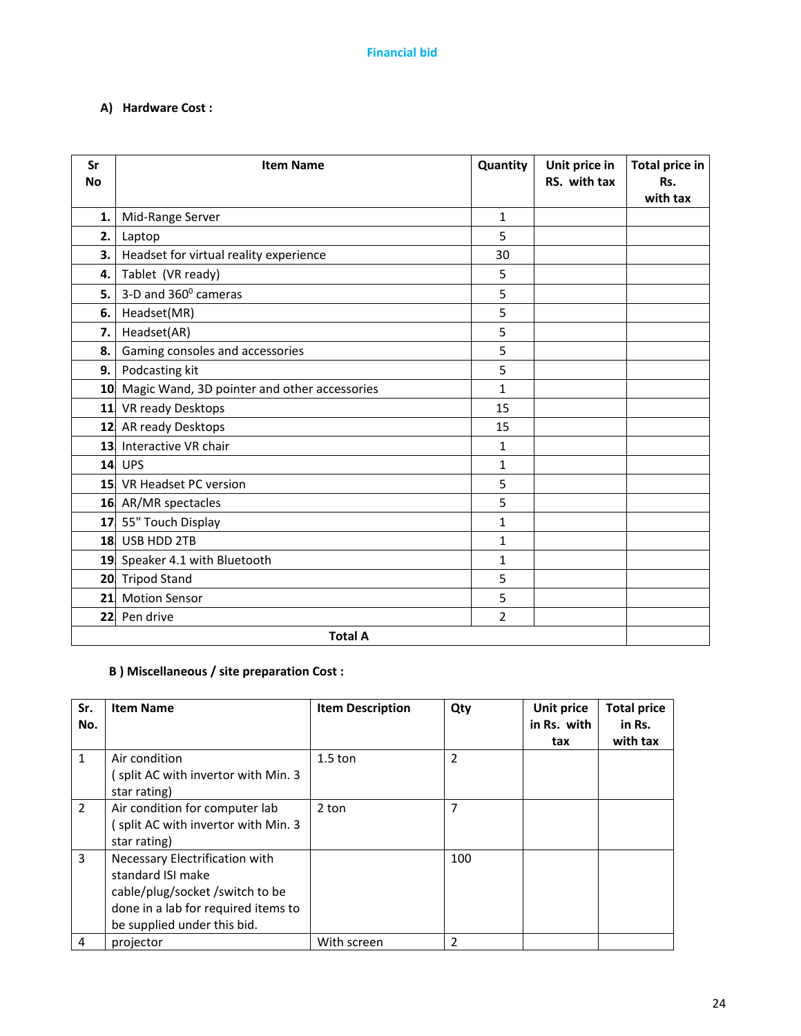## Financial bid

### A) Hardware Cost :

| Sr No | Item Name | Quantity | Unit price in RS. with tax | Total price in Rs. with tax |
|---|---|---|---|---|
| 1. | Mid-Range Server | 1 | | |
| 2. | Laptop | 5 | | |
| 3. | Headset for virtual reality experience | 30 | | |
| 4. | Tablet (VR ready) | 5 | | |
| 5. | 3-D and 360$^0$ cameras | 5 | | |
| 6. | Headset(MR) | 5 | | |
| 7. | Headset(AR) | 5 | | |
| 8. | Gaming consoles and accessories | 5 | | |
| 9. | Podcasting kit | 5 | | |
| 10. | Magic Wand, 3D pointer and other accessories | 1 | | |
| 11. | VR ready Desktops | 15 | | |
| 12. | AR ready Desktops | 15 | | |
| 13. | Interactive VR chair | 1 | | |
| 14. | UPS | 1 | | |
| 15. | VR Headset PC version | 5 | | |
| 16. | AR/MR spectacles | 5 | | |
| 17. | 55" Touch Display | 1 | | |
| 18. | USB HDD 2TB | 1 | | |
| 19. | Speaker 4.1 with Bluetooth | 1 | | |
| 20. | Tripod Stand | 5 | | |
| 21. | Motion Sensor | 5 | | |
| 22. | Pen drive | 2 | | |
| | **Total A** | | | |

### B ) Miscellaneous / site preparation Cost :

| Sr. No. | Item Name | Item Description | Qty | Unit price in Rs. with tax | Total price in Rs. with tax |
|---|---|---|---|---|---|
| 1 | Air condition ( split AC with invertor with Min. 3 star rating) | 1.5 ton | 2 | | |
| 2 | Air condition for computer lab ( split AC with invertor with Min. 3 star rating) | 2 ton | 7 | | |
| 3 | Necessary Electrification with standard ISI make cable/plug/socket /switch to be done in a lab for required items to be supplied under this bid. | | 100 | | |
| 4 | projector | With screen | 2 | | |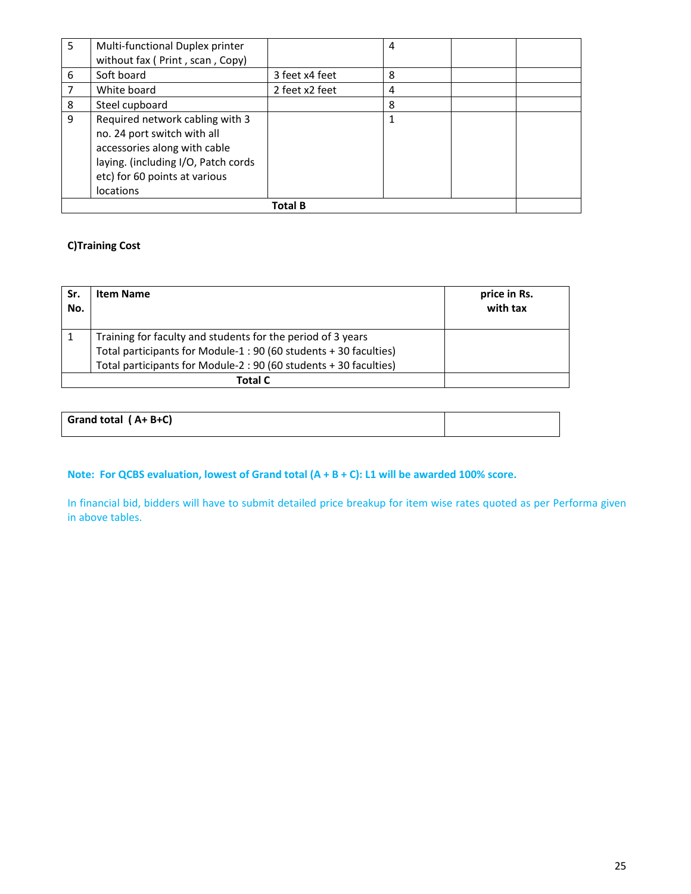| 5 | Multi-functional Duplex printer without fax ( Print , scan , Copy) | | 4 | | |
|---|---|---|---|---|---|
| 6 | Soft board | 3 feet x4 feet | 8 | | |
| 7 | White board | 2 feet x2 feet | 4 | | |
| 8 | Steel cupboard | | 8 | | |
| 9 | Required network cabling with 3 no. 24 port switch with all accessories along with cable laying. (including I/O, Patch cords etc) for 60 points at various locations | | 1 | | |
| **Total B** | | | | | |

**C)Training Cost**

| Sr. No. | Item Name | price in Rs. with tax |
|---|---|---|
| 1 | Training for faculty and students for the period of 3 years<br>Total participants for Module-1 : 90 (60 students + 30 faculties)<br>Total participants for Module-2 : 90 (60 students + 30 faculties) | |
| **Total C** | | |

| **Grand total ( A+ B+C)** | |
|---|---|

**Note: For QCBS evaluation, lowest of Grand total (A + B + C): L1 will be awarded 100% score.**

In financial bid, bidders will have to submit detailed price breakup for item wise rates quoted as per Performa given in above tables.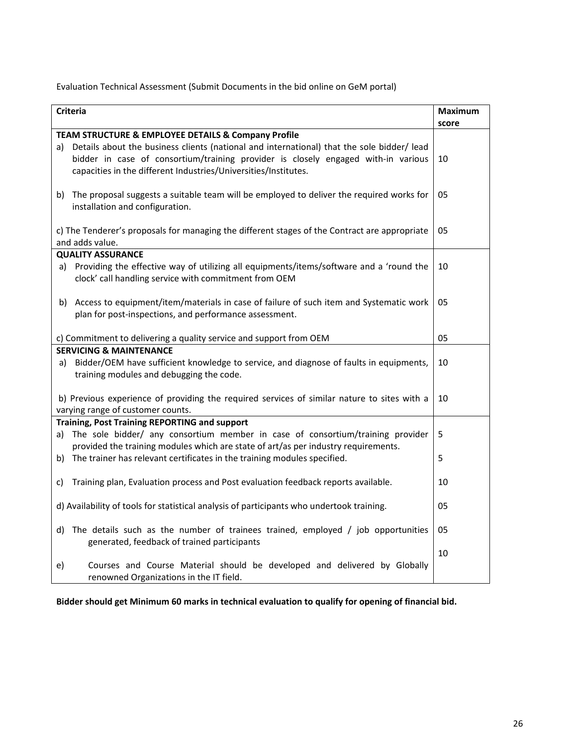Evaluation Technical Assessment (Submit Documents in the bid online on GeM portal)

| Criteria | Maximum score |
|---|---|
| **TEAM STRUCTURE & EMPLOYEE DETAILS & Company Profile** | |
| a) Details about the business clients (national and international) that the sole bidder/ lead bidder in case of consortium/training provider is closely engaged with-in various capacities in the different Industries/Universities/Institutes. | 10 |
| b) The proposal suggests a suitable team will be employed to deliver the required works for installation and configuration. | 05 |
| c) The Tenderer's proposals for managing the different stages of the Contract are appropriate and adds value. | 05 |
| **QUALITY ASSURANCE** | |
| a) Providing the effective way of utilizing all equipments/items/software and a 'round the clock' call handling service with commitment from OEM | 10 |
| b) Access to equipment/item/materials in case of failure of such item and Systematic work plan for post-inspections, and performance assessment. | 05 |
| c) Commitment to delivering a quality service and support from OEM | 05 |
| **SERVICING & MAINTENANCE** | |
| a) Bidder/OEM have sufficient knowledge to service, and diagnose of faults in equipments, training modules and debugging the code. | 10 |
| b) Previous experience of providing the required services of similar nature to sites with a varying range of customer counts. | 10 |
| **Training, Post Training REPORTING and support** | |
| a) The sole bidder/ any consortium member in case of consortium/training provider provided the training modules which are state of art/as per industry requirements. | 5 |
| b) The trainer has relevant certificates in the training modules specified. | 5 |
| c) Training plan, Evaluation process and Post evaluation feedback reports available. | 10 |
| d) Availability of tools for statistical analysis of participants who undertook training. | 05 |
| d) The details such as the number of trainees trained, employed / job opportunities generated, feedback of trained participants | 05 |
| e) Courses and Course Material should be developed and delivered by Globally renowned Organizations in the IT field. | 10 |

**Bidder should get Minimum 60 marks in technical evaluation to qualify for opening of financial bid.**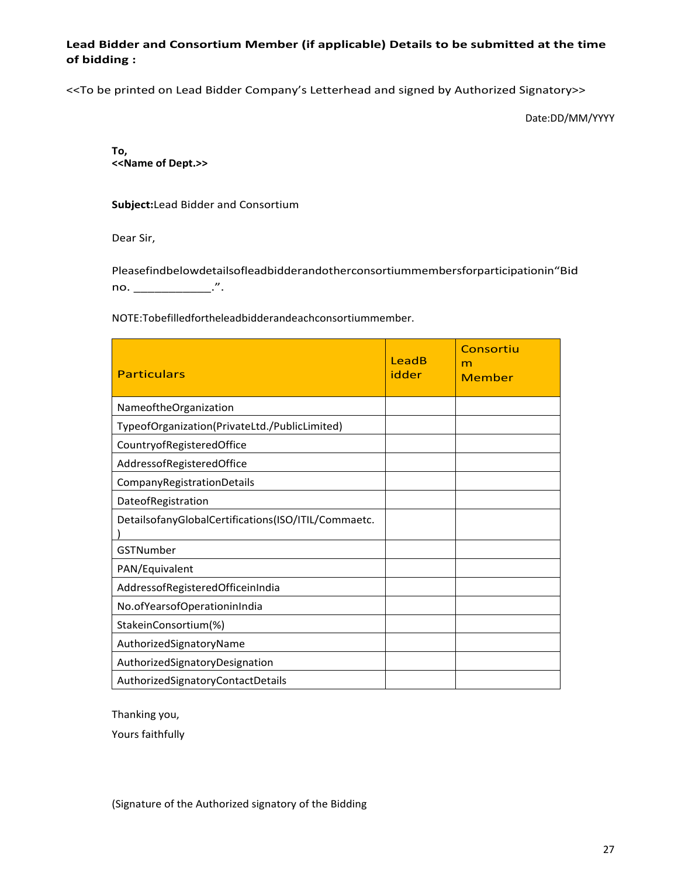**Lead Bidder and Consortium Member (if applicable) Details to be submitted at the time of bidding :**

<<To be printed on Lead Bidder Company's Letterhead and signed by Authorized Signatory>>

Date:DD/MM/YYYY

**To,**
**<<Name of Dept.>>**

**Subject:**Lead Bidder and Consortium

Dear Sir,

Pleasefindbelowdetailsofleadbidderandotherconsortiummembersforparticipationin"Bid no. ____________.".

NOTE:Tobefilledfortheleadbidderandeachconsortiummember.

| Particulars | LeadBidder | Consortium Member |
|---|---|---|
| NameoftheOrganization | | |
| TypeofOrganization(PrivateLtd./PublicLimited) | | |
| CountryofRegisteredOffice | | |
| AddressofRegisteredOffice | | |
| CompanyRegistrationDetails | | |
| DateofRegistration | | |
| DetailsofanyGlobalCertifications(ISO/ITIL/Commaetc.) | | |
| GSTNumber | | |
| PAN/Equivalent | | |
| AddressofRegisteredOfficeinIndia | | |
| No.ofYearsofOperationinIndia | | |
| StakeinConsortium(%) | | |
| AuthorizedSignatoryName | | |
| AuthorizedSignatoryDesignation | | |
| AuthorizedSignatoryContactDetails | | |

Thanking you,

Yours faithfully

(Signature of the Authorized signatory of the Bidding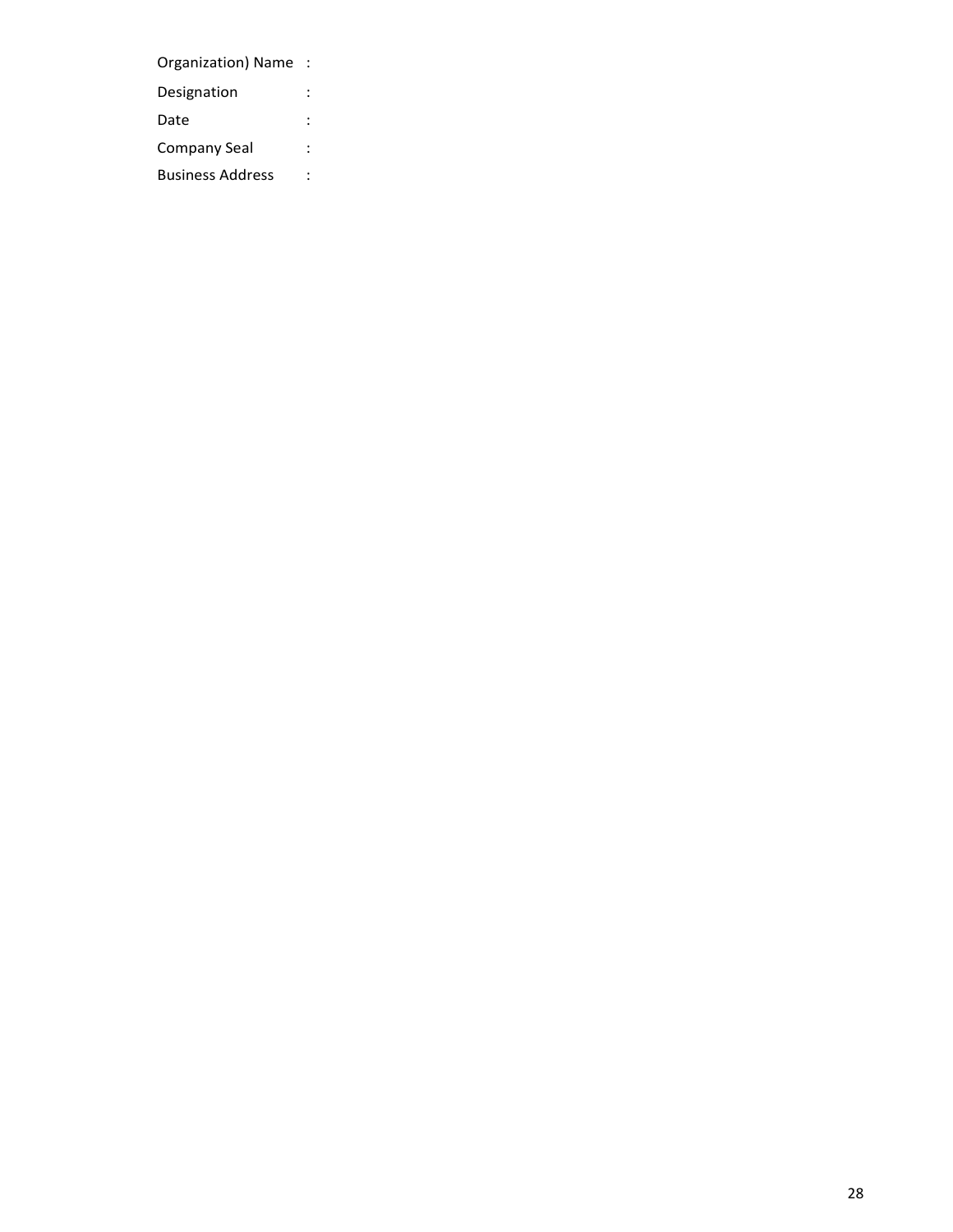Organization) Name :

Designation :

Date :

Company Seal :

Business Address :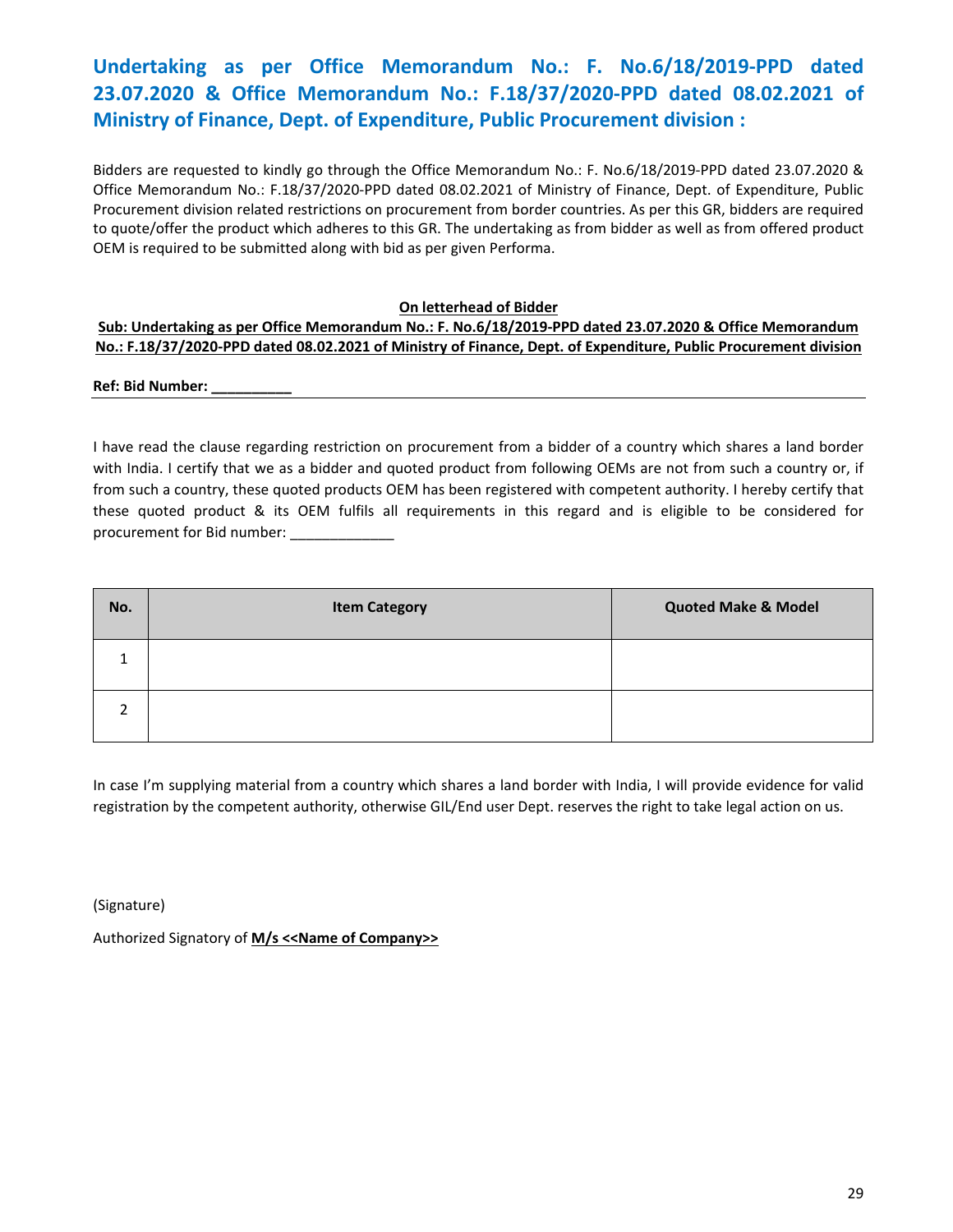## Undertaking as per Office Memorandum No.: F. No.6/18/2019-PPD dated 23.07.2020 & Office Memorandum No.: F.18/37/2020-PPD dated 08.02.2021 of Ministry of Finance, Dept. of Expenditure, Public Procurement division :

Bidders are requested to kindly go through the Office Memorandum No.: F. No.6/18/2019-PPD dated 23.07.2020 & Office Memorandum No.: F.18/37/2020-PPD dated 08.02.2021 of Ministry of Finance, Dept. of Expenditure, Public Procurement division related restrictions on procurement from border countries. As per this GR, bidders are required to quote/offer the product which adheres to this GR. The undertaking as from bidder as well as from offered product OEM is required to be submitted along with bid as per given Performa.

**On letterhead of Bidder**

**Sub: Undertaking as per Office Memorandum No.: F. No.6/18/2019-PPD dated 23.07.2020 & Office Memorandum No.: F.18/37/2020-PPD dated 08.02.2021 of Ministry of Finance, Dept. of Expenditure, Public Procurement division**

**Ref: Bid Number: __________**

I have read the clause regarding restriction on procurement from a bidder of a country which shares a land border with India. I certify that we as a bidder and quoted product from following OEMs are not from such a country or, if from such a country, these quoted products OEM has been registered with competent authority. I hereby certify that these quoted product & its OEM fulfils all requirements in this regard and is eligible to be considered for procurement for Bid number: _____________

| No. | Item Category | Quoted Make & Model |
|---|---|---|
| 1 | | |
| 2 | | |

In case I'm supplying material from a country which shares a land border with India, I will provide evidence for valid registration by the competent authority, otherwise GIL/End user Dept. reserves the right to take legal action on us.

(Signature)

Authorized Signatory of **M/s <<Name of Company>>**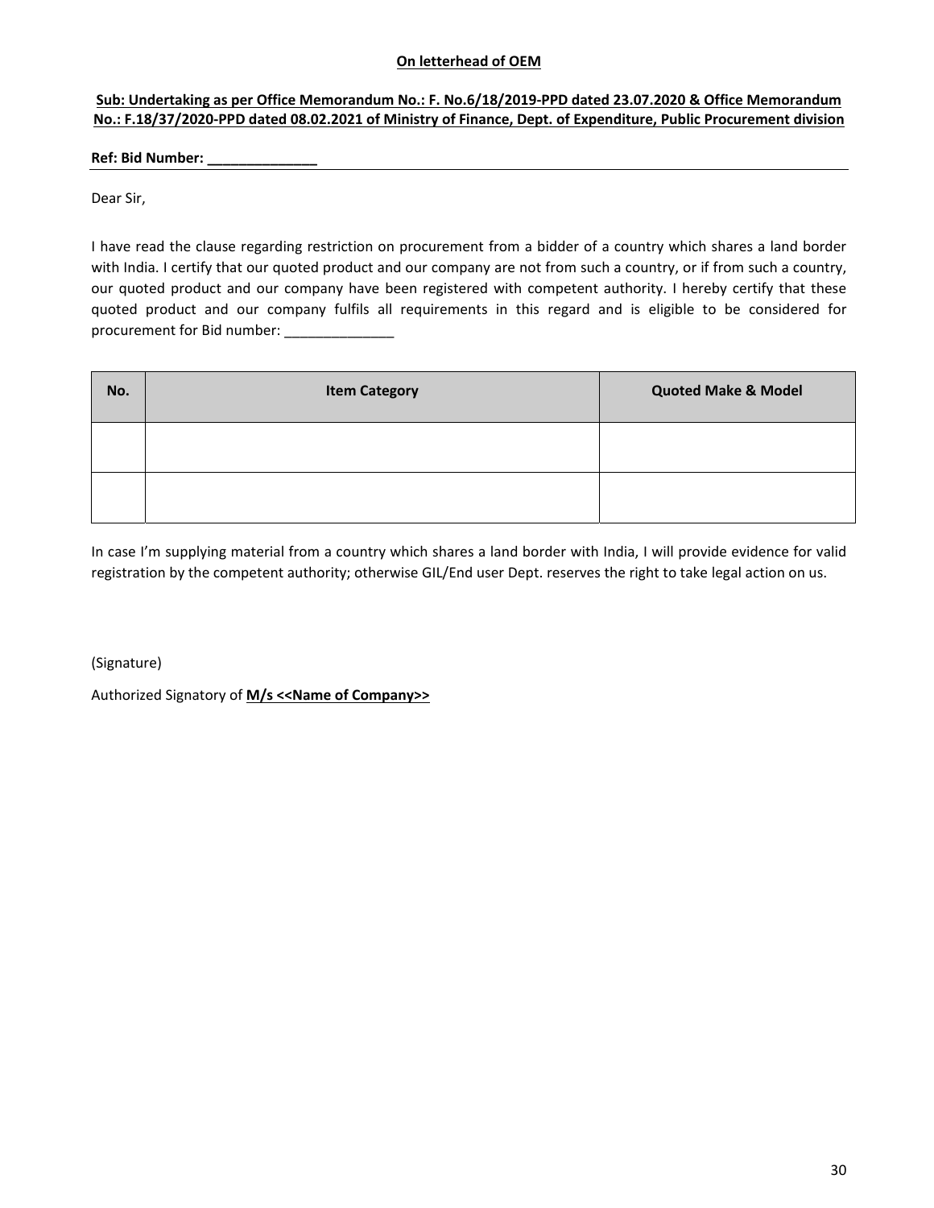**On letterhead of OEM**

**Sub: Undertaking as per Office Memorandum No.: F. No.6/18/2019-PPD dated 23.07.2020 & Office Memorandum No.: F.18/37/2020-PPD dated 08.02.2021 of Ministry of Finance, Dept. of Expenditure, Public Procurement division**

**Ref: Bid Number: ______________**

Dear Sir,

I have read the clause regarding restriction on procurement from a bidder of a country which shares a land border with India. I certify that our quoted product and our company are not from such a country, or if from such a country, our quoted product and our company have been registered with competent authority. I hereby certify that these quoted product and our company fulfils all requirements in this regard and is eligible to be considered for procurement for Bid number: ______________

| No. | Item Category | Quoted Make & Model |
|---|---|---|
| | | |
| | | |

In case I'm supplying material from a country which shares a land border with India, I will provide evidence for valid registration by the competent authority; otherwise GIL/End user Dept. reserves the right to take legal action on us.

(Signature)

Authorized Signatory of **M/s <<Name of Company>>**